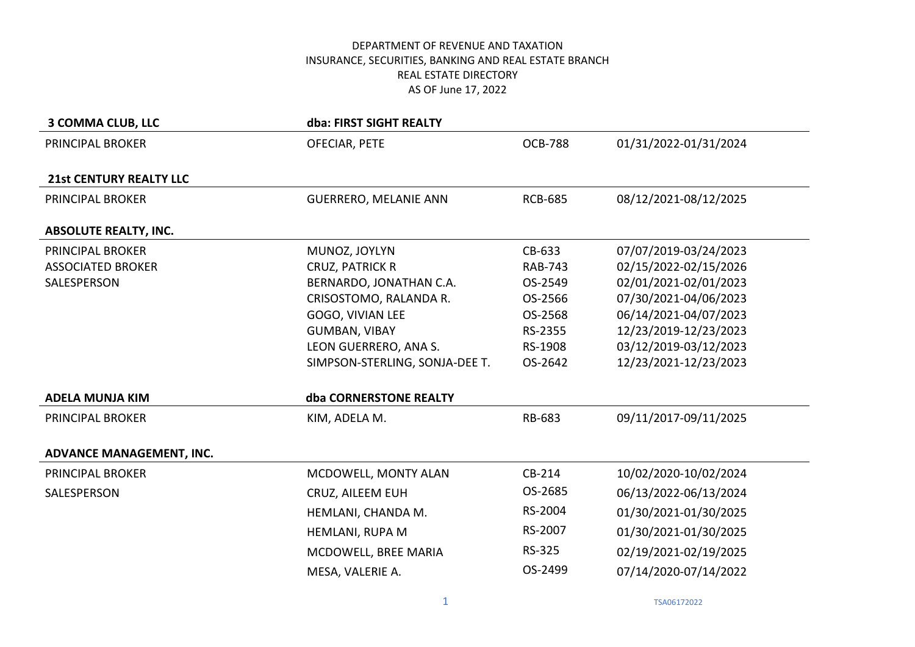DEPARTMENT OF REVENUE AND TAXATION
INSURANCE, SECURITIES, BANKING AND REAL ESTATE BRANCH
REAL ESTATE DIRECTORY
AS OF June 17, 2022

| **3 COMMA CLUB, LLC** | **dba: FIRST SIGHT REALTY** | | |
|---|---|---|---|
| PRINCIPAL BROKER | OFECIAR, PETE | OCB-788 | 01/31/2022-01/31/2024 |

| **21st CENTURY REALTY LLC** | | | |
|---|---|---|---|
| PRINCIPAL BROKER | GUERRERO, MELANIE ANN | RCB-685 | 08/12/2021-08/12/2025 |

| **ABSOLUTE REALTY, INC.** | | | |
|---|---|---|---|
| PRINCIPAL BROKER | MUNOZ, JOYLYN | CB-633 | 07/07/2019-03/24/2023 |
| ASSOCIATED BROKER | CRUZ, PATRICK R | RAB-743 | 02/15/2022-02/15/2026 |
| SALESPERSON | BERNARDO, JONATHAN C.A. | OS-2549 | 02/01/2021-02/01/2023 |
| | CRISOSTOMO, RALANDA R. | OS-2566 | 07/30/2021-04/06/2023 |
| | GOGO, VIVIAN LEE | OS-2568 | 06/14/2021-04/07/2023 |
| | GUMBAN, VIBAY | RS-2355 | 12/23/2019-12/23/2023 |
| | LEON GUERRERO, ANA S. | RS-1908 | 03/12/2019-03/12/2023 |
| | SIMPSON-STERLING, SONJA-DEE T. | OS-2642 | 12/23/2021-12/23/2023 |

| **ADELA MUNJA KIM** | **dba CORNERSTONE REALTY** | | |
|---|---|---|---|
| PRINCIPAL BROKER | KIM, ADELA M. | RB-683 | 09/11/2017-09/11/2025 |

| **ADVANCE MANAGEMENT, INC.** | | | |
|---|---|---|---|
| PRINCIPAL BROKER | MCDOWELL, MONTY ALAN | CB-214 | 10/02/2020-10/02/2024 |
| SALESPERSON | CRUZ, AILEEM EUH | OS-2685 | 06/13/2022-06/13/2024 |
| | HEMLANI, CHANDA M. | RS-2004 | 01/30/2021-01/30/2025 |
| | HEMLANI, RUPA M | RS-2007 | 01/30/2021-01/30/2025 |
| | MCDOWELL, BREE MARIA | RS-325 | 02/19/2021-02/19/2025 |
| | MESA, VALERIE A. | OS-2499 | 07/14/2020-07/14/2022 |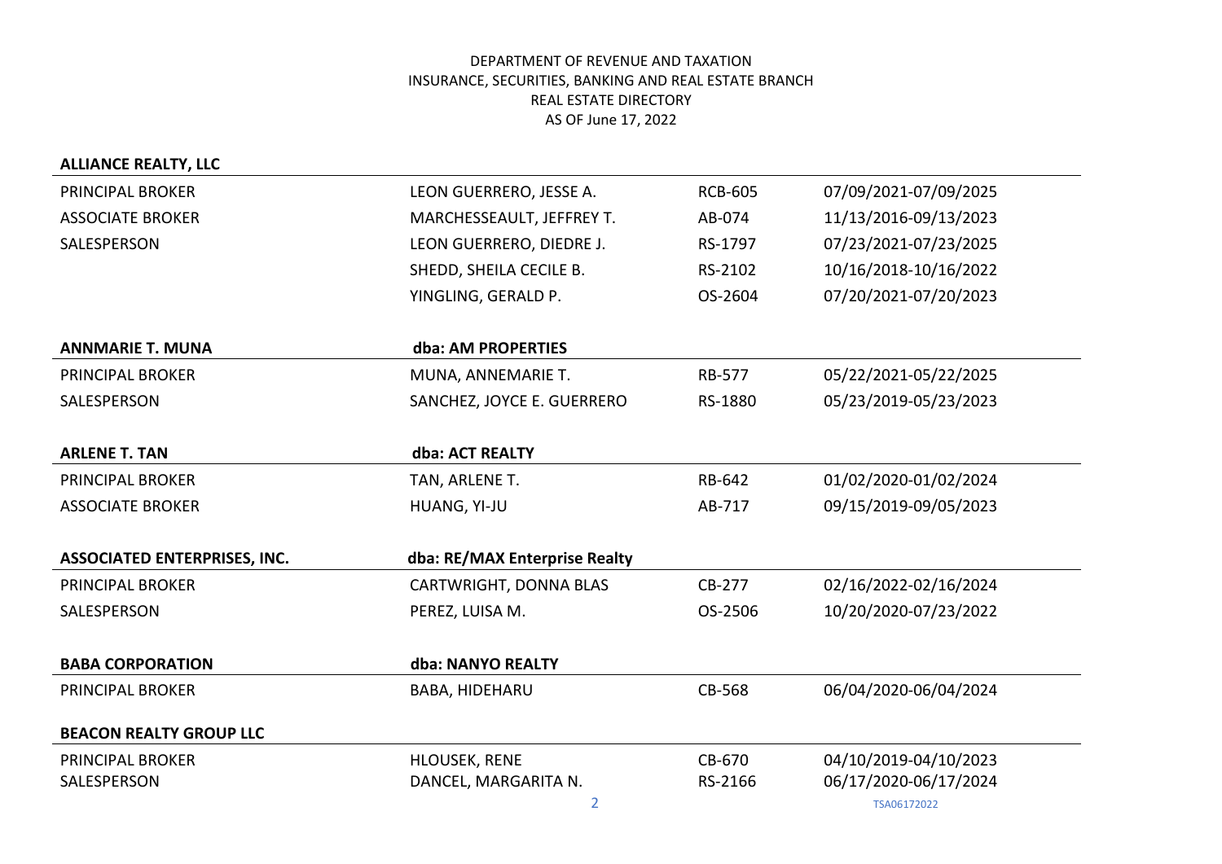DEPARTMENT OF REVENUE AND TAXATION
INSURANCE, SECURITIES, BANKING AND REAL ESTATE BRANCH
REAL ESTATE DIRECTORY
AS OF June 17, 2022

**ALLIANCE REALTY, LLC**

| | | | |
|---|---|---|---|
| PRINCIPAL BROKER | LEON GUERRERO, JESSE A. | RCB-605 | 07/09/2021-07/09/2025 |
| ASSOCIATE BROKER | MARCHESSEAULT, JEFFREY T. | AB-074 | 11/13/2016-09/13/2023 |
| SALESPERSON | LEON GUERRERO, DIEDRE J. | RS-1797 | 07/23/2021-07/23/2025 |
| | SHEDD, SHEILA CECILE B. | RS-2102 | 10/16/2018-10/16/2022 |
| | YINGLING, GERALD P. | OS-2604 | 07/20/2021-07/20/2023 |

**ANNMARIE T. MUNA** — **dba: AM PROPERTIES**

| | | | |
|---|---|---|---|
| PRINCIPAL BROKER | MUNA, ANNEMARIE T. | RB-577 | 05/22/2021-05/22/2025 |
| SALESPERSON | SANCHEZ, JOYCE E. GUERRERO | RS-1880 | 05/23/2019-05/23/2023 |

**ARLENE T. TAN** — **dba: ACT REALTY**

| | | | |
|---|---|---|---|
| PRINCIPAL BROKER | TAN, ARLENE T. | RB-642 | 01/02/2020-01/02/2024 |
| ASSOCIATE BROKER | HUANG, YI-JU | AB-717 | 09/15/2019-09/05/2023 |

**ASSOCIATED ENTERPRISES, INC.** — **dba: RE/MAX Enterprise Realty**

| | | | |
|---|---|---|---|
| PRINCIPAL BROKER | CARTWRIGHT, DONNA BLAS | CB-277 | 02/16/2022-02/16/2024 |
| SALESPERSON | PEREZ, LUISA M. | OS-2506 | 10/20/2020-07/23/2022 |

**BABA CORPORATION** — **dba: NANYO REALTY**

| | | | |
|---|---|---|---|
| PRINCIPAL BROKER | BABA, HIDEHARU | CB-568 | 06/04/2020-06/04/2024 |

**BEACON REALTY GROUP LLC**

| | | | |
|---|---|---|---|
| PRINCIPAL BROKER | HLOUSEK, RENE | CB-670 | 04/10/2019-04/10/2023 |
| SALESPERSON | DANCEL, MARGARITA N. | RS-2166 | 06/17/2020-06/17/2024 |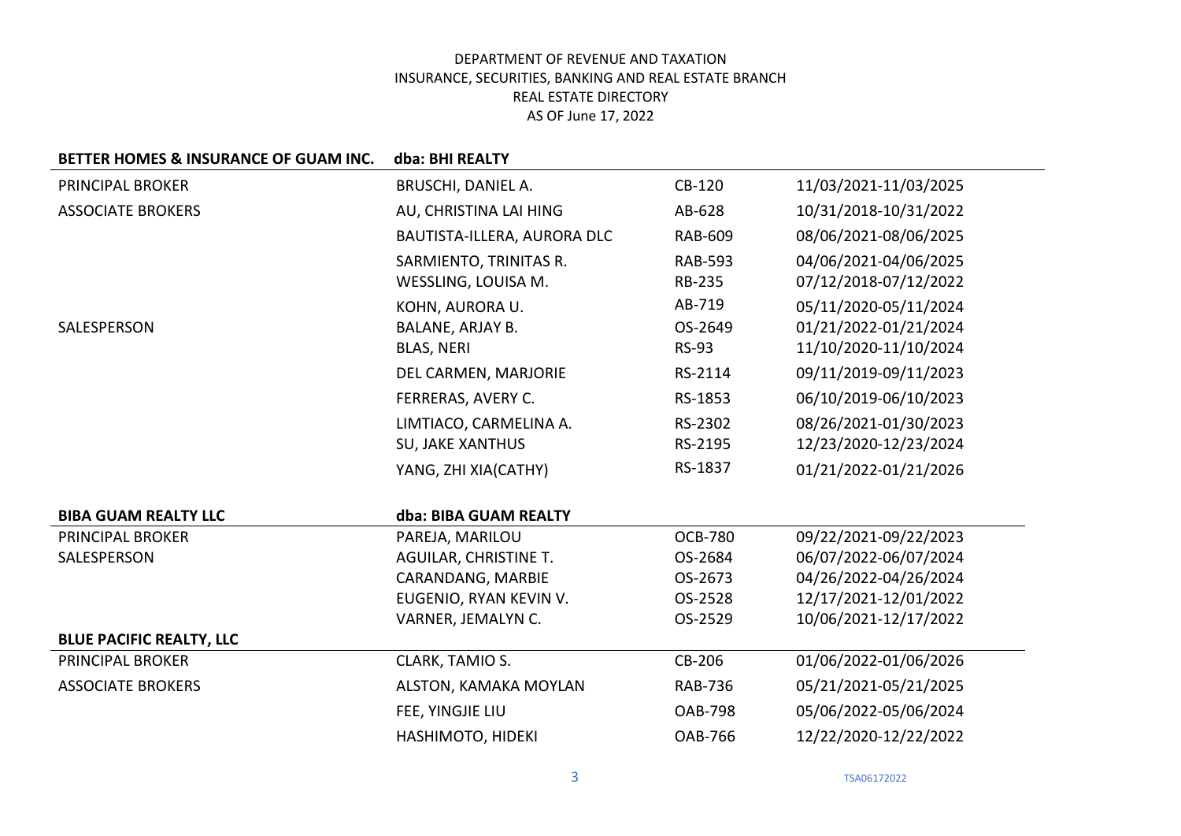DEPARTMENT OF REVENUE AND TAXATION
INSURANCE, SECURITIES, BANKING AND REAL ESTATE BRANCH
REAL ESTATE DIRECTORY
AS OF June 17, 2022

| **BETTER HOMES & INSURANCE OF GUAM INC.** | **dba: BHI REALTY** | | |
|---|---|---|---|
| PRINCIPAL BROKER | BRUSCHI, DANIEL A. | CB-120 | 11/03/2021-11/03/2025 |
| ASSOCIATE BROKERS | AU, CHRISTINA LAI HING | AB-628 | 10/31/2018-10/31/2022 |
| | BAUTISTA-ILLERA, AURORA DLC | RAB-609 | 08/06/2021-08/06/2025 |
| | SARMIENTO, TRINITAS R. | RAB-593 | 04/06/2021-04/06/2025 |
| | WESSLING, LOUISA M. | RB-235 | 07/12/2018-07/12/2022 |
| | KOHN, AURORA U. | AB-719 | 05/11/2020-05/11/2024 |
| SALESPERSON | BALANE, ARJAY B. | OS-2649 | 01/21/2022-01/21/2024 |
| | BLAS, NERI | RS-93 | 11/10/2020-11/10/2024 |
| | DEL CARMEN, MARJORIE | RS-2114 | 09/11/2019-09/11/2023 |
| | FERRERAS, AVERY C. | RS-1853 | 06/10/2019-06/10/2023 |
| | LIMTIACO, CARMELINA A. | RS-2302 | 08/26/2021-01/30/2023 |
| | SU, JAKE XANTHUS | RS-2195 | 12/23/2020-12/23/2024 |
| | YANG, ZHI XIA(CATHY) | RS-1837 | 01/21/2022-01/21/2026 |

| **BIBA GUAM REALTY LLC** | **dba: BIBA GUAM REALTY** | | |
|---|---|---|---|
| PRINCIPAL BROKER | PAREJA, MARILOU | OCB-780 | 09/22/2021-09/22/2023 |
| SALESPERSON | AGUILAR, CHRISTINE T. | OS-2684 | 06/07/2022-06/07/2024 |
| | CARANDANG, MARBIE | OS-2673 | 04/26/2022-04/26/2024 |
| | EUGENIO, RYAN KEVIN V. | OS-2528 | 12/17/2021-12/01/2022 |
| | VARNER, JEMALYN C. | OS-2529 | 10/06/2021-12/17/2022 |

| **BLUE PACIFIC REALTY, LLC** | | | |
|---|---|---|---|
| PRINCIPAL BROKER | CLARK, TAMIO S. | CB-206 | 01/06/2022-01/06/2026 |
| ASSOCIATE BROKERS | ALSTON, KAMAKA MOYLAN | RAB-736 | 05/21/2021-05/21/2025 |
| | FEE, YINGJIE LIU | OAB-798 | 05/06/2022-05/06/2024 |
| | HASHIMOTO, HIDEKI | OAB-766 | 12/22/2020-12/22/2022 |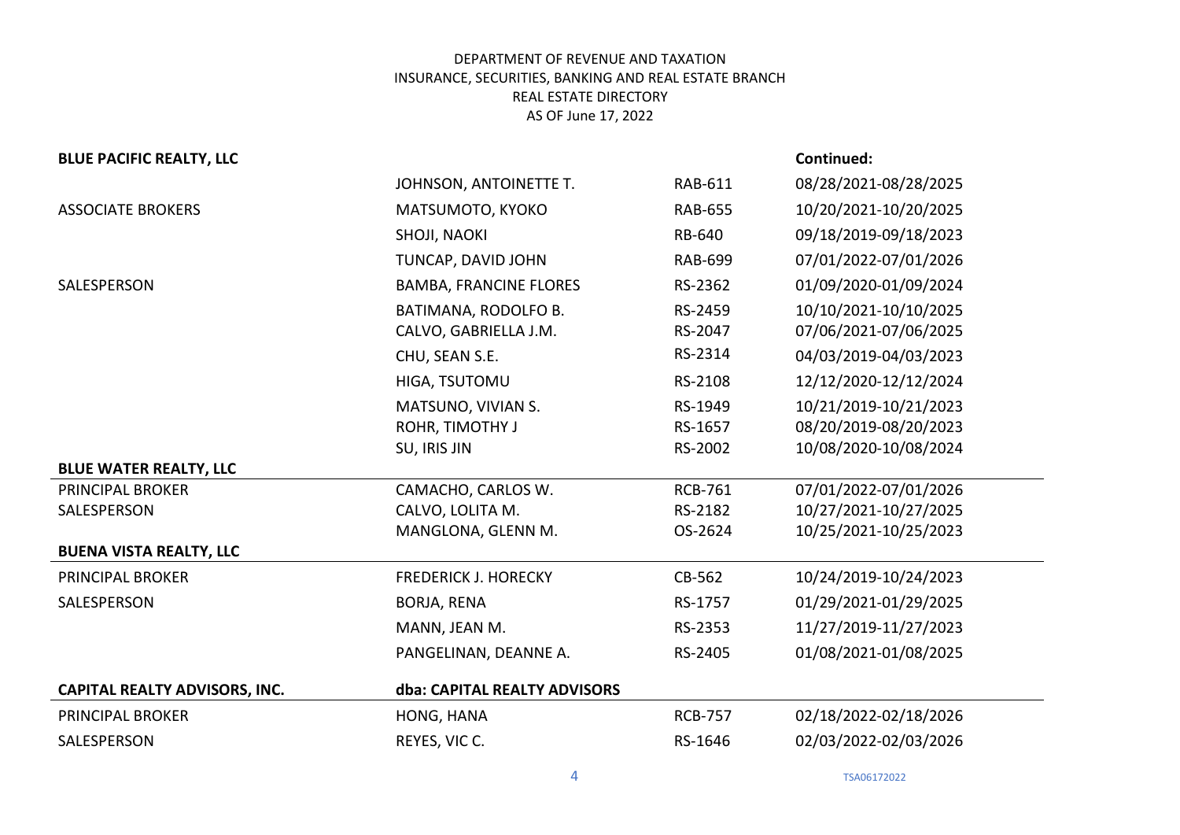DEPARTMENT OF REVENUE AND TAXATION
INSURANCE, SECURITIES, BANKING AND REAL ESTATE BRANCH
REAL ESTATE DIRECTORY
AS OF June 17, 2022

| **BLUE PACIFIC REALTY, LLC** | | | **Continued:** |
|---|---|---|---|
| | JOHNSON, ANTOINETTE T. | RAB-611 | 08/28/2021-08/28/2025 |
| ASSOCIATE BROKERS | MATSUMOTO, KYOKO | RAB-655 | 10/20/2021-10/20/2025 |
| | SHOJI, NAOKI | RB-640 | 09/18/2019-09/18/2023 |
| | TUNCAP, DAVID JOHN | RAB-699 | 07/01/2022-07/01/2026 |
| SALESPERSON | BAMBA, FRANCINE FLORES | RS-2362 | 01/09/2020-01/09/2024 |
| | BATIMANA, RODOLFO B. | RS-2459 | 10/10/2021-10/10/2025 |
| | CALVO, GABRIELLA J.M. | RS-2047 | 07/06/2021-07/06/2025 |
| | CHU, SEAN S.E. | RS-2314 | 04/03/2019-04/03/2023 |
| | HIGA, TSUTOMU | RS-2108 | 12/12/2020-12/12/2024 |
| | MATSUNO, VIVIAN S. | RS-1949 | 10/21/2019-10/21/2023 |
| | ROHR, TIMOTHY J | RS-1657 | 08/20/2019-08/20/2023 |
| | SU, IRIS JIN | RS-2002 | 10/08/2020-10/08/2024 |
| **BLUE WATER REALTY, LLC** | | | |
| PRINCIPAL BROKER | CAMACHO, CARLOS W. | RCB-761 | 07/01/2022-07/01/2026 |
| SALESPERSON | CALVO, LOLITA M. | RS-2182 | 10/27/2021-10/27/2025 |
| | MANGLONA, GLENN M. | OS-2624 | 10/25/2021-10/25/2023 |
| **BUENA VISTA REALTY, LLC** | | | |
| PRINCIPAL BROKER | FREDERICK J. HORECKY | CB-562 | 10/24/2019-10/24/2023 |
| SALESPERSON | BORJA, RENA | RS-1757 | 01/29/2021-01/29/2025 |
| | MANN, JEAN M. | RS-2353 | 11/27/2019-11/27/2023 |
| | PANGELINAN, DEANNE A. | RS-2405 | 01/08/2021-01/08/2025 |
| **CAPITAL REALTY ADVISORS, INC.** | **dba: CAPITAL REALTY ADVISORS** | | |
| PRINCIPAL BROKER | HONG, HANA | RCB-757 | 02/18/2022-02/18/2026 |
| SALESPERSON | REYES, VIC C. | RS-1646 | 02/03/2022-02/03/2026 |

TSA06172022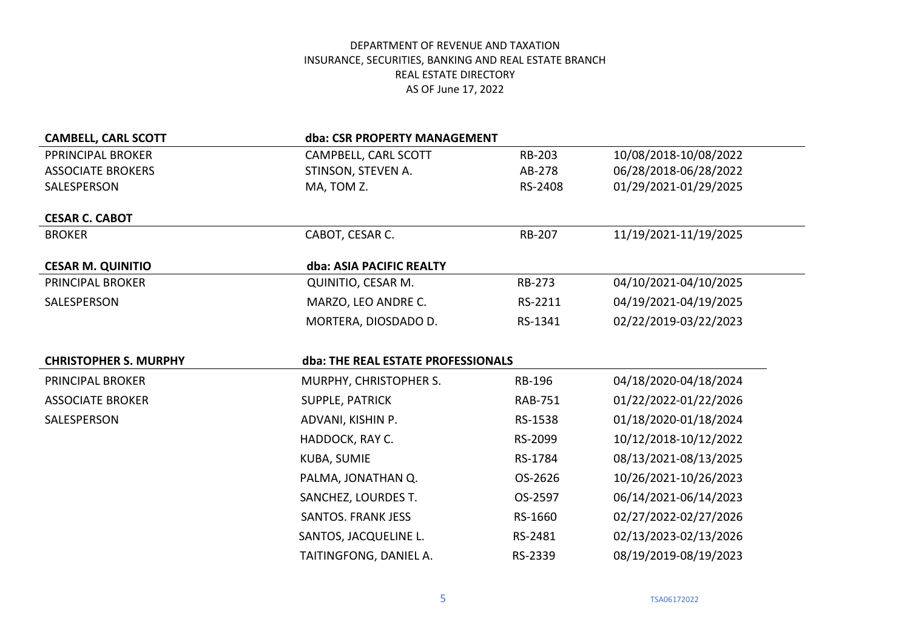DEPARTMENT OF REVENUE AND TAXATION
INSURANCE, SECURITIES, BANKING AND REAL ESTATE BRANCH
REAL ESTATE DIRECTORY
AS OF June 17, 2022

| **CAMBELL, CARL SCOTT** | **dba: CSR PROPERTY MANAGEMENT** | | |
|---|---|---|---|
| PPRINCIPAL BROKER | CAMPBELL, CARL SCOTT | RB-203 | 10/08/2018-10/08/2022 |
| ASSOCIATE BROKERS | STINSON, STEVEN A. | AB-278 | 06/28/2018-06/28/2022 |
| SALESPERSON | MA, TOM Z. | RS-2408 | 01/29/2021-01/29/2025 |

| **CESAR C. CABOT** | | | |
|---|---|---|---|
| BROKER | CABOT, CESAR C. | RB-207 | 11/19/2021-11/19/2025 |

| **CESAR M. QUINITIO** | **dba: ASIA PACIFIC REALTY** | | |
|---|---|---|---|
| PRINCIPAL BROKER | QUINITIO, CESAR M. | RB-273 | 04/10/2021-04/10/2025 |
| SALESPERSON | MARZO, LEO ANDRE C. | RS-2211 | 04/19/2021-04/19/2025 |
| | MORTERA, DIOSDADO D. | RS-1341 | 02/22/2019-03/22/2023 |

| **CHRISTOPHER S. MURPHY** | **dba: THE REAL ESTATE PROFESSIONALS** | | |
|---|---|---|---|
| PRINCIPAL BROKER | MURPHY, CHRISTOPHER S. | RB-196 | 04/18/2020-04/18/2024 |
| ASSOCIATE BROKER | SUPPLE, PATRICK | RAB-751 | 01/22/2022-01/22/2026 |
| SALESPERSON | ADVANI, KISHIN P. | RS-1538 | 01/18/2020-01/18/2024 |
| | HADDOCK, RAY C. | RS-2099 | 10/12/2018-10/12/2022 |
| | KUBA, SUMIE | RS-1784 | 08/13/2021-08/13/2025 |
| | PALMA, JONATHAN Q. | OS-2626 | 10/26/2021-10/26/2023 |
| | SANCHEZ, LOURDES T. | OS-2597 | 06/14/2021-06/14/2023 |
| | SANTOS. FRANK JESS | RS-1660 | 02/27/2022-02/27/2026 |
| | SANTOS, JACQUELINE L. | RS-2481 | 02/13/2023-02/13/2026 |
| | TAITINGFONG, DANIEL A. | RS-2339 | 08/19/2019-08/19/2023 |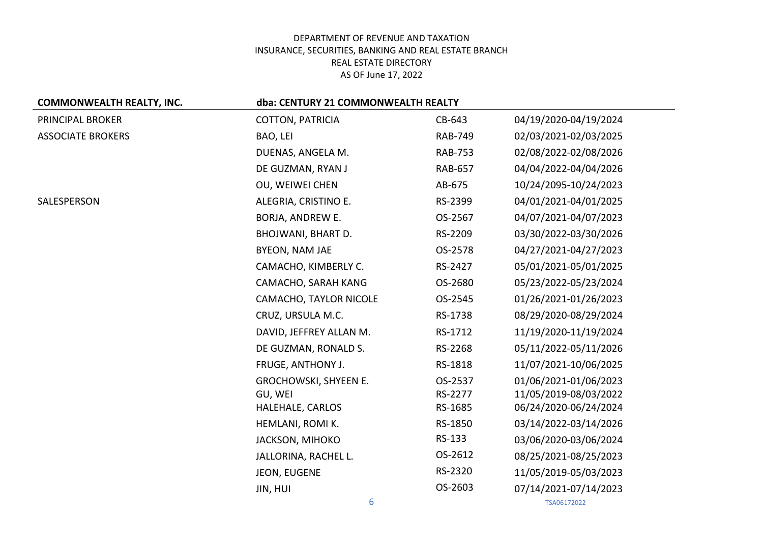DEPARTMENT OF REVENUE AND TAXATION
INSURANCE, SECURITIES, BANKING AND REAL ESTATE BRANCH
REAL ESTATE DIRECTORY
AS OF June 17, 2022

| COMMONWEALTH REALTY, INC. | dba: CENTURY 21 COMMONWEALTH REALTY | | |
|---|---|---|---|
| PRINCIPAL BROKER | COTTON, PATRICIA | CB-643 | 04/19/2020-04/19/2024 |
| ASSOCIATE BROKERS | BAO, LEI | RAB-749 | 02/03/2021-02/03/2025 |
| | DUENAS, ANGELA M. | RAB-753 | 02/08/2022-02/08/2026 |
| | DE GUZMAN, RYAN J | RAB-657 | 04/04/2022-04/04/2026 |
| | OU, WEIWEI CHEN | AB-675 | 10/24/2095-10/24/2023 |
| SALESPERSON | ALEGRIA, CRISTINO E. | RS-2399 | 04/01/2021-04/01/2025 |
| | BORJA, ANDREW E. | OS-2567 | 04/07/2021-04/07/2023 |
| | BHOJWANI, BHART D. | RS-2209 | 03/30/2022-03/30/2026 |
| | BYEON, NAM JAE | OS-2578 | 04/27/2021-04/27/2023 |
| | CAMACHO, KIMBERLY C. | RS-2427 | 05/01/2021-05/01/2025 |
| | CAMACHO, SARAH KANG | OS-2680 | 05/23/2022-05/23/2024 |
| | CAMACHO, TAYLOR NICOLE | OS-2545 | 01/26/2021-01/26/2023 |
| | CRUZ, URSULA M.C. | RS-1738 | 08/29/2020-08/29/2024 |
| | DAVID, JEFFREY ALLAN M. | RS-1712 | 11/19/2020-11/19/2024 |
| | DE GUZMAN, RONALD S. | RS-2268 | 05/11/2022-05/11/2026 |
| | FRUGE, ANTHONY J. | RS-1818 | 11/07/2021-10/06/2025 |
| | GROCHOWSKI, SHYEEN E. | OS-2537 | 01/06/2021-01/06/2023 |
| | GU, WEI | RS-2277 | 11/05/2019-08/03/2022 |
| | HALEHALE, CARLOS | RS-1685 | 06/24/2020-06/24/2024 |
| | HEMLANI, ROMI K. | RS-1850 | 03/14/2022-03/14/2026 |
| | JACKSON, MIHOKO | RS-133 | 03/06/2020-03/06/2024 |
| | JALLORINA, RACHEL L. | OS-2612 | 08/25/2021-08/25/2023 |
| | JEON, EUGENE | RS-2320 | 11/05/2019-05/03/2023 |
| | JIN, HUI | OS-2603 | 07/14/2021-07/14/2023 |

TSA06172022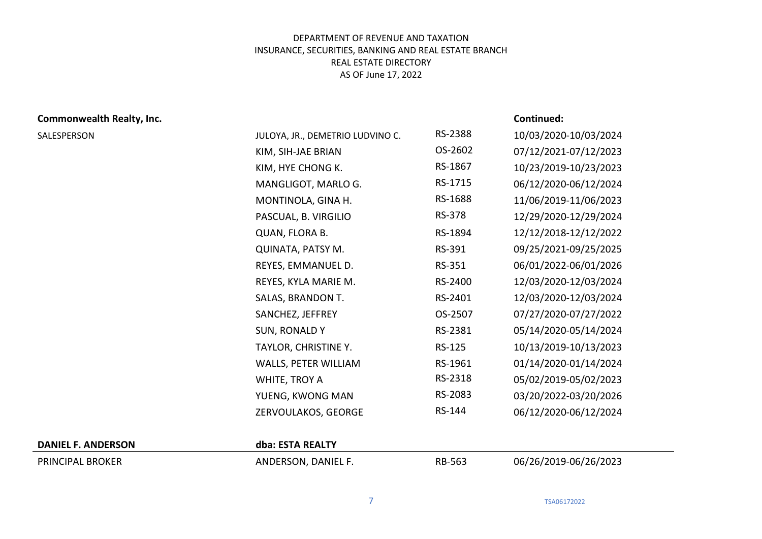DEPARTMENT OF REVENUE AND TAXATION
INSURANCE, SECURITIES, BANKING AND REAL ESTATE BRANCH
REAL ESTATE DIRECTORY
AS OF June 17, 2022

**Commonwealth Realty, Inc.** **Continued:**

| | | | |
|---|---|---|---|
| SALESPERSON | JULOYA, JR., DEMETRIO LUDVINO C. | RS-2388 | 10/03/2020-10/03/2024 |
| | KIM, SIH-JAE BRIAN | OS-2602 | 07/12/2021-07/12/2023 |
| | KIM, HYE CHONG K. | RS-1867 | 10/23/2019-10/23/2023 |
| | MANGLIGOT, MARLO G. | RS-1715 | 06/12/2020-06/12/2024 |
| | MONTINOLA, GINA H. | RS-1688 | 11/06/2019-11/06/2023 |
| | PASCUAL, B. VIRGILIO | RS-378 | 12/29/2020-12/29/2024 |
| | QUAN, FLORA B. | RS-1894 | 12/12/2018-12/12/2022 |
| | QUINATA, PATSY M. | RS-391 | 09/25/2021-09/25/2025 |
| | REYES, EMMANUEL D. | RS-351 | 06/01/2022-06/01/2026 |
| | REYES, KYLA MARIE M. | RS-2400 | 12/03/2020-12/03/2024 |
| | SALAS, BRANDON T. | RS-2401 | 12/03/2020-12/03/2024 |
| | SANCHEZ, JEFFREY | OS-2507 | 07/27/2020-07/27/2022 |
| | SUN, RONALD Y | RS-2381 | 05/14/2020-05/14/2024 |
| | TAYLOR, CHRISTINE Y. | RS-125 | 10/13/2019-10/13/2023 |
| | WALLS, PETER WILLIAM | RS-1961 | 01/14/2020-01/14/2024 |
| | WHITE, TROY A | RS-2318 | 05/02/2019-05/02/2023 |
| | YUENG, KWONG MAN | RS-2083 | 03/20/2022-03/20/2026 |
| | ZERVOULAKOS, GEORGE | RS-144 | 06/12/2020-06/12/2024 |

**DANIEL F. ANDERSON** **dba: ESTA REALTY**

| | | | |
|---|---|---|---|
| PRINCIPAL BROKER | ANDERSON, DANIEL F. | RB-563 | 06/26/2019-06/26/2023 |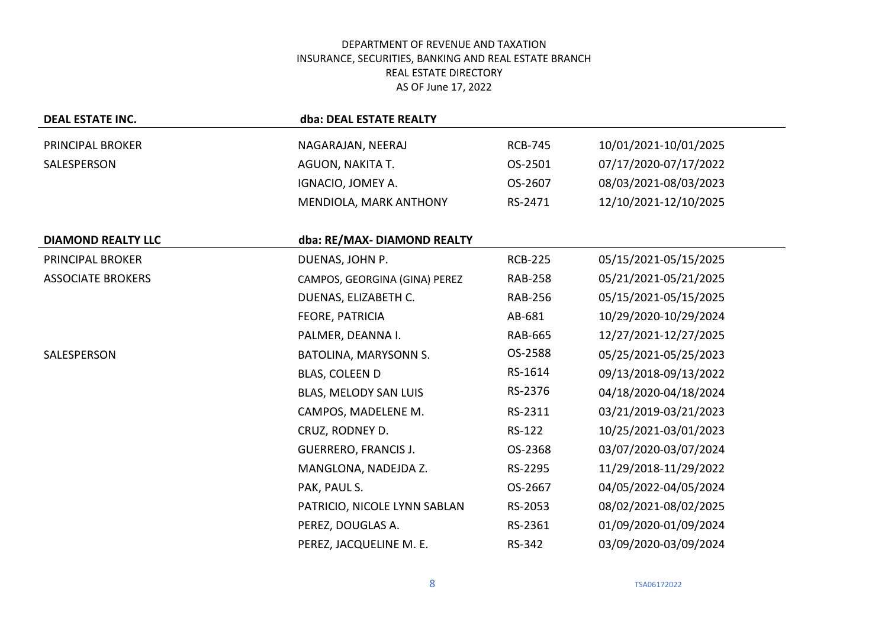DEPARTMENT OF REVENUE AND TAXATION
INSURANCE, SECURITIES, BANKING AND REAL ESTATE BRANCH
REAL ESTATE DIRECTORY
AS OF June 17, 2022

| **DEAL ESTATE INC.** | **dba: DEAL ESTATE REALTY** | | |
|---|---|---|---|
| PRINCIPAL BROKER | NAGARAJAN, NEERAJ | RCB-745 | 10/01/2021-10/01/2025 |
| SALESPERSON | AGUON, NAKITA T. | OS-2501 | 07/17/2020-07/17/2022 |
| | IGNACIO, JOMEY A. | OS-2607 | 08/03/2021-08/03/2023 |
| | MENDIOLA, MARK ANTHONY | RS-2471 | 12/10/2021-12/10/2025 |

| **DIAMOND REALTY LLC** | **dba: RE/MAX- DIAMOND REALTY** | | |
|---|---|---|---|
| PRINCIPAL BROKER | DUENAS, JOHN P. | RCB-225 | 05/15/2021-05/15/2025 |
| ASSOCIATE BROKERS | CAMPOS, GEORGINA (GINA) PEREZ | RAB-258 | 05/21/2021-05/21/2025 |
| | DUENAS, ELIZABETH C. | RAB-256 | 05/15/2021-05/15/2025 |
| | FEORE, PATRICIA | AB-681 | 10/29/2020-10/29/2024 |
| | PALMER, DEANNA I. | RAB-665 | 12/27/2021-12/27/2025 |
| SALESPERSON | BATOLINA, MARYSONN S. | OS-2588 | 05/25/2021-05/25/2023 |
| | BLAS, COLEEN D | RS-1614 | 09/13/2018-09/13/2022 |
| | BLAS, MELODY SAN LUIS | RS-2376 | 04/18/2020-04/18/2024 |
| | CAMPOS, MADELENE M. | RS-2311 | 03/21/2019-03/21/2023 |
| | CRUZ, RODNEY D. | RS-122 | 10/25/2021-03/01/2023 |
| | GUERRERO, FRANCIS J. | OS-2368 | 03/07/2020-03/07/2024 |
| | MANGLONA, NADEJDA Z. | RS-2295 | 11/29/2018-11/29/2022 |
| | PAK, PAUL S. | OS-2667 | 04/05/2022-04/05/2024 |
| | PATRICIO, NICOLE LYNN SABLAN | RS-2053 | 08/02/2021-08/02/2025 |
| | PEREZ, DOUGLAS A. | RS-2361 | 01/09/2020-01/09/2024 |
| | PEREZ, JACQUELINE M. E. | RS-342 | 03/09/2020-03/09/2024 |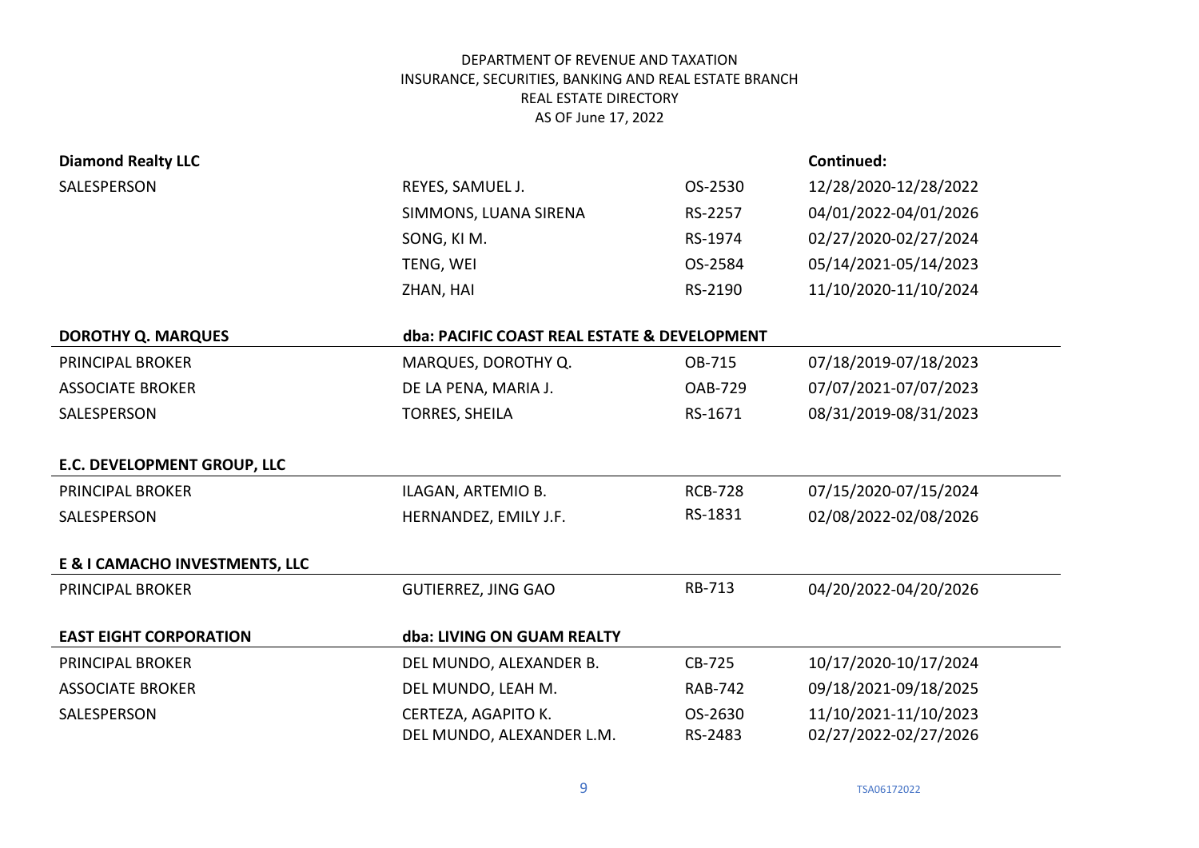DEPARTMENT OF REVENUE AND TAXATION
INSURANCE, SECURITIES, BANKING AND REAL ESTATE BRANCH
REAL ESTATE DIRECTORY
AS OF June 17, 2022

**Diamond Realty LLC** — **Continued:**

| | | | |
|---|---|---|---|
| SALESPERSON | REYES, SAMUEL J. | OS-2530 | 12/28/2020-12/28/2022 |
| | SIMMONS, LUANA SIRENA | RS-2257 | 04/01/2022-04/01/2026 |
| | SONG, KI M. | RS-1974 | 02/27/2020-02/27/2024 |
| | TENG, WEI | OS-2584 | 05/14/2021-05/14/2023 |
| | ZHAN, HAI | RS-2190 | 11/10/2020-11/10/2024 |

**DOROTHY Q. MARQUES** — **dba: PACIFIC COAST REAL ESTATE & DEVELOPMENT**

| | | | |
|---|---|---|---|
| PRINCIPAL BROKER | MARQUES, DOROTHY Q. | OB-715 | 07/18/2019-07/18/2023 |
| ASSOCIATE BROKER | DE LA PENA, MARIA J. | OAB-729 | 07/07/2021-07/07/2023 |
| SALESPERSON | TORRES, SHEILA | RS-1671 | 08/31/2019-08/31/2023 |

**E.C. DEVELOPMENT GROUP, LLC**

| | | | |
|---|---|---|---|
| PRINCIPAL BROKER | ILAGAN, ARTEMIO B. | RCB-728 | 07/15/2020-07/15/2024 |
| SALESPERSON | HERNANDEZ, EMILY J.F. | RS-1831 | 02/08/2022-02/08/2026 |

**E & I CAMACHO INVESTMENTS, LLC**

| | | | |
|---|---|---|---|
| PRINCIPAL BROKER | GUTIERREZ, JING GAO | RB-713 | 04/20/2022-04/20/2026 |

**EAST EIGHT CORPORATION** — **dba: LIVING ON GUAM REALTY**

| | | | |
|---|---|---|---|
| PRINCIPAL BROKER | DEL MUNDO, ALEXANDER B. | CB-725 | 10/17/2020-10/17/2024 |
| ASSOCIATE BROKER | DEL MUNDO, LEAH M. | RAB-742 | 09/18/2021-09/18/2025 |
| SALESPERSON | CERTEZA, AGAPITO K. | OS-2630 | 11/10/2021-11/10/2023 |
| | DEL MUNDO, ALEXANDER L.M. | RS-2483 | 02/27/2022-02/27/2026 |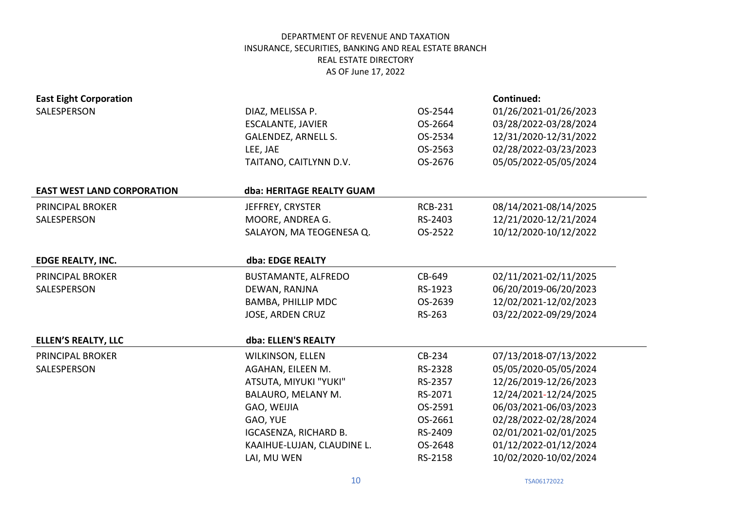DEPARTMENT OF REVENUE AND TAXATION
INSURANCE, SECURITIES, BANKING AND REAL ESTATE BRANCH
REAL ESTATE DIRECTORY
AS OF June 17, 2022

**East Eight Corporation** — **Continued:**

| | | | |
|---|---|---|---|
| SALESPERSON | DIAZ, MELISSA P. | OS-2544 | 01/26/2021-01/26/2023 |
| | ESCALANTE, JAVIER | OS-2664 | 03/28/2022-03/28/2024 |
| | GALENDEZ, ARNELL S. | OS-2534 | 12/31/2020-12/31/2022 |
| | LEE, JAE | OS-2563 | 02/28/2022-03/23/2023 |
| | TAITANO, CAITLYNN D.V. | OS-2676 | 05/05/2022-05/05/2024 |

**EAST WEST LAND CORPORATION** — **dba: HERITAGE REALTY GUAM**

| | | | |
|---|---|---|---|
| PRINCIPAL BROKER | JEFFREY, CRYSTER | RCB-231 | 08/14/2021-08/14/2025 |
| SALESPERSON | MOORE, ANDREA G. | RS-2403 | 12/21/2020-12/21/2024 |
| | SALAYON, MA TEOGENESA Q. | OS-2522 | 10/12/2020-10/12/2022 |

**EDGE REALTY, INC.** — **dba: EDGE REALTY**

| | | | |
|---|---|---|---|
| PRINCIPAL BROKER | BUSTAMANTE, ALFREDO | CB-649 | 02/11/2021-02/11/2025 |
| SALESPERSON | DEWAN, RANJNA | RS-1923 | 06/20/2019-06/20/2023 |
| | BAMBA, PHILLIP MDC | OS-2639 | 12/02/2021-12/02/2023 |
| | JOSE, ARDEN CRUZ | RS-263 | 03/22/2022-09/29/2024 |

**ELLEN'S REALTY, LLC** — **dba: ELLEN'S REALTY**

| | | | |
|---|---|---|---|
| PRINCIPAL BROKER | WILKINSON, ELLEN | CB-234 | 07/13/2018-07/13/2022 |
| SALESPERSON | AGAHAN, EILEEN M. | RS-2328 | 05/05/2020-05/05/2024 |
| | ATSUTA, MIYUKI "YUKI" | RS-2357 | 12/26/2019-12/26/2023 |
| | BALAURO, MELANY M. | RS-2071 | 12/24/2021-12/24/2025 |
| | GAO, WEIJIA | OS-2591 | 06/03/2021-06/03/2023 |
| | GAO, YUE | OS-2661 | 02/28/2022-02/28/2024 |
| | IGCASENZA, RICHARD B. | RS-2409 | 02/01/2021-02/01/2025 |
| | KAAIHUE-LUJAN, CLAUDINE L. | OS-2648 | 01/12/2022-01/12/2024 |
| | LAI, MU WEN | RS-2158 | 10/02/2020-10/02/2024 |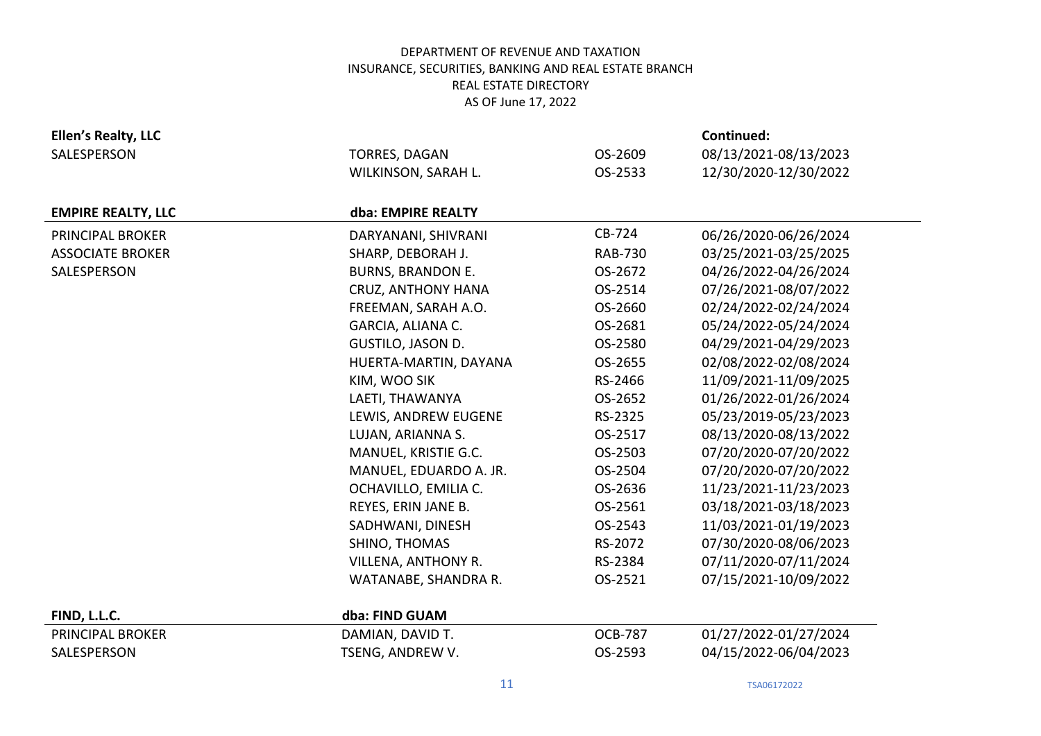DEPARTMENT OF REVENUE AND TAXATION
INSURANCE, SECURITIES, BANKING AND REAL ESTATE BRANCH
REAL ESTATE DIRECTORY
AS OF June 17, 2022

**Ellen's Realty, LLC** — **Continued:**

| | | | |
|---|---|---|---|
| SALESPERSON | TORRES, DAGAN | OS-2609 | 08/13/2021-08/13/2023 |
| | WILKINSON, SARAH L. | OS-2533 | 12/30/2020-12/30/2022 |

**EMPIRE REALTY, LLC** — **dba: EMPIRE REALTY**

| | | | |
|---|---|---|---|
| PRINCIPAL BROKER | DARYANANI, SHIVRANI | CB-724 | 06/26/2020-06/26/2024 |
| ASSOCIATE BROKER | SHARP, DEBORAH J. | RAB-730 | 03/25/2021-03/25/2025 |
| SALESPERSON | BURNS, BRANDON E. | OS-2672 | 04/26/2022-04/26/2024 |
| | CRUZ, ANTHONY HANA | OS-2514 | 07/26/2021-08/07/2022 |
| | FREEMAN, SARAH A.O. | OS-2660 | 02/24/2022-02/24/2024 |
| | GARCIA, ALIANA C. | OS-2681 | 05/24/2022-05/24/2024 |
| | GUSTILO, JASON D. | OS-2580 | 04/29/2021-04/29/2023 |
| | HUERTA-MARTIN, DAYANA | OS-2655 | 02/08/2022-02/08/2024 |
| | KIM, WOO SIK | RS-2466 | 11/09/2021-11/09/2025 |
| | LAETI, THAWANYA | OS-2652 | 01/26/2022-01/26/2024 |
| | LEWIS, ANDREW EUGENE | RS-2325 | 05/23/2019-05/23/2023 |
| | LUJAN, ARIANNA S. | OS-2517 | 08/13/2020-08/13/2022 |
| | MANUEL, KRISTIE G.C. | OS-2503 | 07/20/2020-07/20/2022 |
| | MANUEL, EDUARDO A. JR. | OS-2504 | 07/20/2020-07/20/2022 |
| | OCHAVILLO, EMILIA C. | OS-2636 | 11/23/2021-11/23/2023 |
| | REYES, ERIN JANE B. | OS-2561 | 03/18/2021-03/18/2023 |
| | SADHWANI, DINESH | OS-2543 | 11/03/2021-01/19/2023 |
| | SHINO, THOMAS | RS-2072 | 07/30/2020-08/06/2023 |
| | VILLENA, ANTHONY R. | RS-2384 | 07/11/2020-07/11/2024 |
| | WATANABE, SHANDRA R. | OS-2521 | 07/15/2021-10/09/2022 |

**FIND, L.L.C.** — **dba: FIND GUAM**

| | | | |
|---|---|---|---|
| PRINCIPAL BROKER | DAMIAN, DAVID T. | OCB-787 | 01/27/2022-01/27/2024 |
| SALESPERSON | TSENG, ANDREW V. | OS-2593 | 04/15/2022-06/04/2023 |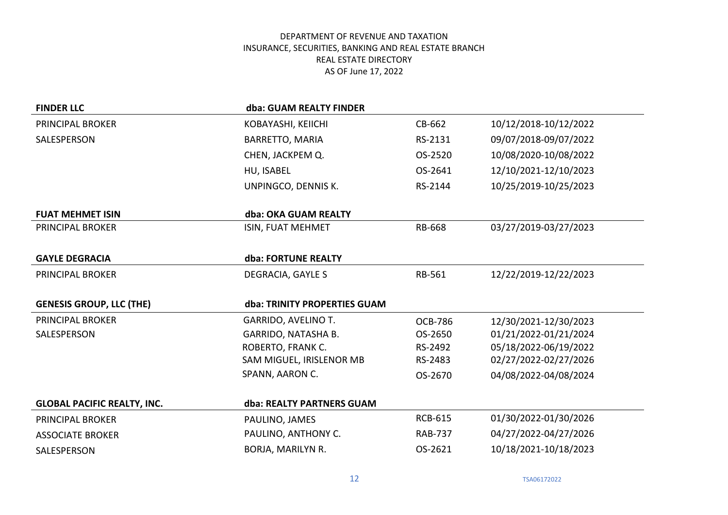DEPARTMENT OF REVENUE AND TAXATION
INSURANCE, SECURITIES, BANKING AND REAL ESTATE BRANCH
REAL ESTATE DIRECTORY
AS OF June 17, 2022

| **FINDER LLC** | **dba: GUAM REALTY FINDER** | | |
|---|---|---|---|
| PRINCIPAL BROKER | KOBAYASHI, KEIICHI | CB-662 | 10/12/2018-10/12/2022 |
| SALESPERSON | BARRETTO, MARIA | RS-2131 | 09/07/2018-09/07/2022 |
| | CHEN, JACKPEM Q. | OS-2520 | 10/08/2020-10/08/2022 |
| | HU, ISABEL | OS-2641 | 12/10/2021-12/10/2023 |
| | UNPINGCO, DENNIS K. | RS-2144 | 10/25/2019-10/25/2023 |

| **FUAT MEHMET ISIN** | **dba: OKA GUAM REALTY** | | |
|---|---|---|---|
| PRINCIPAL BROKER | ISIN, FUAT MEHMET | RB-668 | 03/27/2019-03/27/2023 |

| **GAYLE DEGRACIA** | **dba: FORTUNE REALTY** | | |
|---|---|---|---|
| PRINCIPAL BROKER | DEGRACIA, GAYLE S | RB-561 | 12/22/2019-12/22/2023 |

| **GENESIS GROUP, LLC (THE)** | **dba: TRINITY PROPERTIES GUAM** | | |
|---|---|---|---|
| PRINCIPAL BROKER | GARRIDO, AVELINO T. | OCB-786 | 12/30/2021-12/30/2023 |
| SALESPERSON | GARRIDO, NATASHA B. | OS-2650 | 01/21/2022-01/21/2024 |
| | ROBERTO, FRANK C. | RS-2492 | 05/18/2022-06/19/2022 |
| | SAM MIGUEL, IRISLENOR MB | RS-2483 | 02/27/2022-02/27/2026 |
| | SPANN, AARON C. | OS-2670 | 04/08/2022-04/08/2024 |

| **GLOBAL PACIFIC REALTY, INC.** | **dba: REALTY PARTNERS GUAM** | | |
|---|---|---|---|
| PRINCIPAL BROKER | PAULINO, JAMES | RCB-615 | 01/30/2022-01/30/2026 |
| ASSOCIATE BROKER | PAULINO, ANTHONY C. | RAB-737 | 04/27/2022-04/27/2026 |
| SALESPERSON | BORJA, MARILYN R. | OS-2621 | 10/18/2021-10/18/2023 |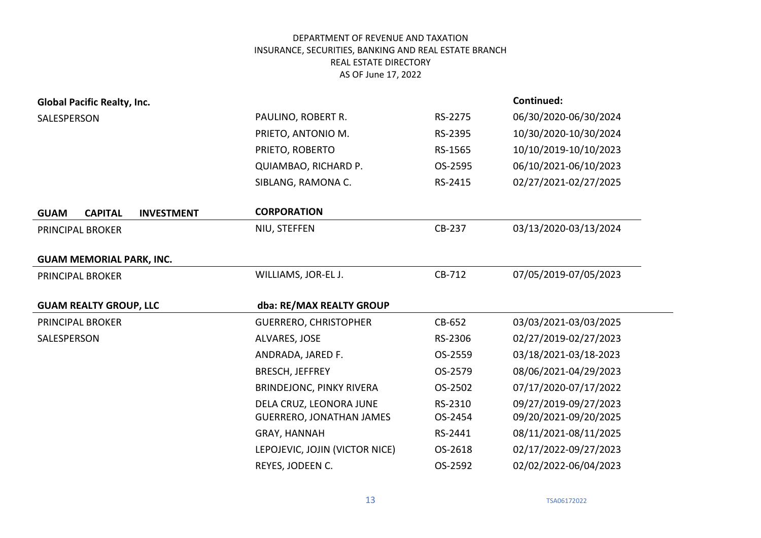DEPARTMENT OF REVENUE AND TAXATION
INSURANCE, SECURITIES, BANKING AND REAL ESTATE BRANCH
REAL ESTATE DIRECTORY
AS OF June 17, 2022

**Global Pacific Realty, Inc.** — **Continued:**

| | | | |
|---|---|---|---|
| SALESPERSON | PAULINO, ROBERT R. | RS-2275 | 06/30/2020-06/30/2024 |
| | PRIETO, ANTONIO M. | RS-2395 | 10/30/2020-10/30/2024 |
| | PRIETO, ROBERTO | RS-1565 | 10/10/2019-10/10/2023 |
| | QUIAMBAO, RICHARD P. | OS-2595 | 06/10/2021-06/10/2023 |
| | SIBLANG, RAMONA C. | RS-2415 | 02/27/2021-02/27/2025 |

**GUAM CAPITAL INVESTMENT CORPORATION**

| | | | |
|---|---|---|---|
| PRINCIPAL BROKER | NIU, STEFFEN | CB-237 | 03/13/2020-03/13/2024 |

**GUAM MEMORIAL PARK, INC.**

| | | | |
|---|---|---|---|
| PRINCIPAL BROKER | WILLIAMS, JOR-EL J. | CB-712 | 07/05/2019-07/05/2023 |

**GUAM REALTY GROUP, LLC** — **dba: RE/MAX REALTY GROUP**

| | | | |
|---|---|---|---|
| PRINCIPAL BROKER | GUERRERO, CHRISTOPHER | CB-652 | 03/03/2021-03/03/2025 |
| SALESPERSON | ALVARES, JOSE | RS-2306 | 02/27/2019-02/27/2023 |
| | ANDRADA, JARED F. | OS-2559 | 03/18/2021-03/18-2023 |
| | BRESCH, JEFFREY | OS-2579 | 08/06/2021-04/29/2023 |
| | BRINDEJONC, PINKY RIVERA | OS-2502 | 07/17/2020-07/17/2022 |
| | DELA CRUZ, LEONORA JUNE | RS-2310 | 09/27/2019-09/27/2023 |
| | GUERRERO, JONATHAN JAMES | OS-2454 | 09/20/2021-09/20/2025 |
| | GRAY, HANNAH | RS-2441 | 08/11/2021-08/11/2025 |
| | LEPOJEVIC, JOJIN (VICTOR NICE) | OS-2618 | 02/17/2022-09/27/2023 |
| | REYES, JODEEN C. | OS-2592 | 02/02/2022-06/04/2023 |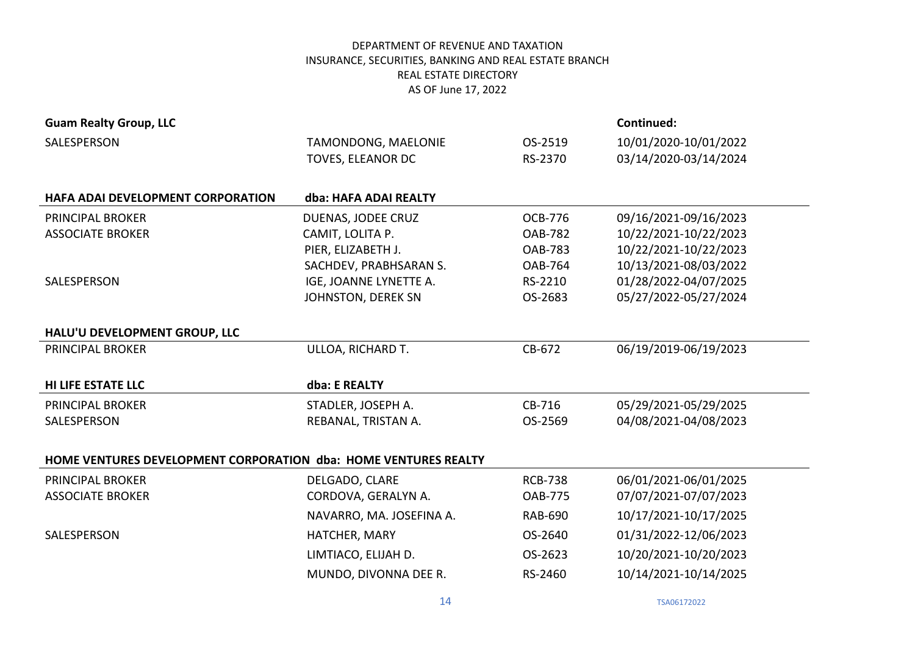DEPARTMENT OF REVENUE AND TAXATION
INSURANCE, SECURITIES, BANKING AND REAL ESTATE BRANCH
REAL ESTATE DIRECTORY
AS OF June 17, 2022

**Guam Realty Group, LLC** — **Continued:**

| | | | |
|---|---|---|---|
| SALESPERSON | TAMONDONG, MAELONIE | OS-2519 | 10/01/2020-10/01/2022 |
| | TOVES, ELEANOR DC | RS-2370 | 03/14/2020-03/14/2024 |

**HAFA ADAI DEVELOPMENT CORPORATION** — **dba: HAFA ADAI REALTY**

| | | | |
|---|---|---|---|
| PRINCIPAL BROKER | DUENAS, JODEE CRUZ | OCB-776 | 09/16/2021-09/16/2023 |
| ASSOCIATE BROKER | CAMIT, LOLITA P. | OAB-782 | 10/22/2021-10/22/2023 |
| | PIER, ELIZABETH J. | OAB-783 | 10/22/2021-10/22/2023 |
| | SACHDEV, PRABHSARAN S. | OAB-764 | 10/13/2021-08/03/2022 |
| SALESPERSON | IGE, JOANNE LYNETTE A. | RS-2210 | 01/28/2022-04/07/2025 |
| | JOHNSTON, DEREK SN | OS-2683 | 05/27/2022-05/27/2024 |

**HALU'U DEVELOPMENT GROUP, LLC**

| | | | |
|---|---|---|---|
| PRINCIPAL BROKER | ULLOA, RICHARD T. | CB-672 | 06/19/2019-06/19/2023 |

**HI LIFE ESTATE LLC** — **dba: E REALTY**

| | | | |
|---|---|---|---|
| PRINCIPAL BROKER | STADLER, JOSEPH A. | CB-716 | 05/29/2021-05/29/2025 |
| SALESPERSON | REBANAL, TRISTAN A. | OS-2569 | 04/08/2021-04/08/2023 |

**HOME VENTURES DEVELOPMENT CORPORATION dba: HOME VENTURES REALTY**

| | | | |
|---|---|---|---|
| PRINCIPAL BROKER | DELGADO, CLARE | RCB-738 | 06/01/2021-06/01/2025 |
| ASSOCIATE BROKER | CORDOVA, GERALYN A. | OAB-775 | 07/07/2021-07/07/2023 |
| | NAVARRO, MA. JOSEFINA A. | RAB-690 | 10/17/2021-10/17/2025 |
| SALESPERSON | HATCHER, MARY | OS-2640 | 01/31/2022-12/06/2023 |
| | LIMTIACO, ELIJAH D. | OS-2623 | 10/20/2021-10/20/2023 |
| | MUNDO, DIVONNA DEE R. | RS-2460 | 10/14/2021-10/14/2025 |

TSA06172022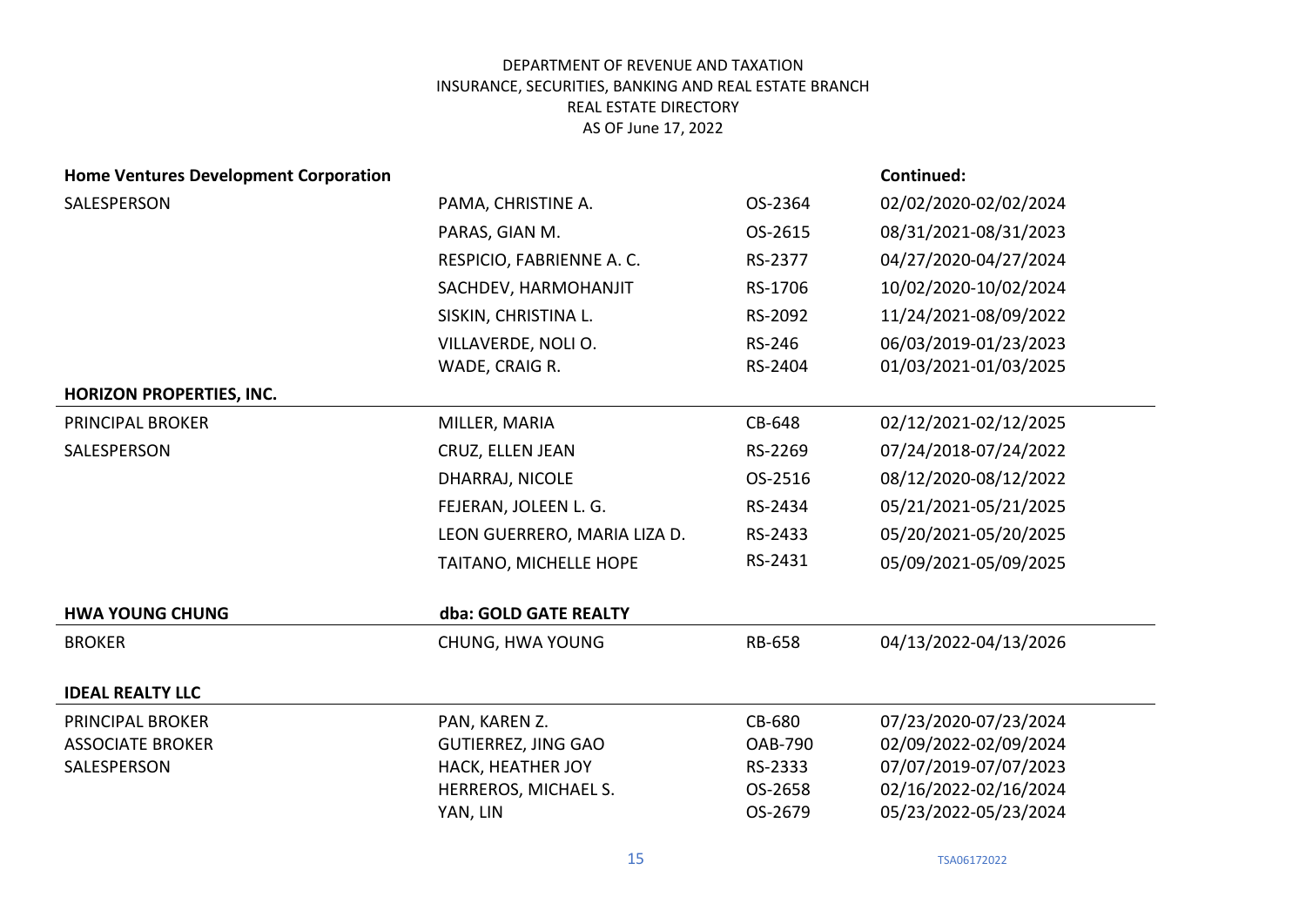DEPARTMENT OF REVENUE AND TAXATION
INSURANCE, SECURITIES, BANKING AND REAL ESTATE BRANCH
REAL ESTATE DIRECTORY
AS OF June 17, 2022

**Home Ventures Development Corporation** — **Continued:**

| | | | |
|---|---|---|---|
| SALESPERSON | PAMA, CHRISTINE A. | OS-2364 | 02/02/2020-02/02/2024 |
| | PARAS, GIAN M. | OS-2615 | 08/31/2021-08/31/2023 |
| | RESPICIO, FABRIENNE A. C. | RS-2377 | 04/27/2020-04/27/2024 |
| | SACHDEV, HARMOHANJIT | RS-1706 | 10/02/2020-10/02/2024 |
| | SISKIN, CHRISTINA L. | RS-2092 | 11/24/2021-08/09/2022 |
| | VILLAVERDE, NOLI O. | RS-246 | 06/03/2019-01/23/2023 |
| | WADE, CRAIG R. | RS-2404 | 01/03/2021-01/03/2025 |

**HORIZON PROPERTIES, INC.**

| | | | |
|---|---|---|---|
| PRINCIPAL BROKER | MILLER, MARIA | CB-648 | 02/12/2021-02/12/2025 |
| SALESPERSON | CRUZ, ELLEN JEAN | RS-2269 | 07/24/2018-07/24/2022 |
| | DHARRAJ, NICOLE | OS-2516 | 08/12/2020-08/12/2022 |
| | FEJERAN, JOLEEN L. G. | RS-2434 | 05/21/2021-05/21/2025 |
| | LEON GUERRERO, MARIA LIZA D. | RS-2433 | 05/20/2021-05/20/2025 |
| | TAITANO, MICHELLE HOPE | RS-2431 | 05/09/2021-05/09/2025 |

**HWA YOUNG CHUNG** — **dba: GOLD GATE REALTY**

| | | | |
|---|---|---|---|
| BROKER | CHUNG, HWA YOUNG | RB-658 | 04/13/2022-04/13/2026 |

**IDEAL REALTY LLC**

| | | | |
|---|---|---|---|
| PRINCIPAL BROKER | PAN, KAREN Z. | CB-680 | 07/23/2020-07/23/2024 |
| ASSOCIATE BROKER | GUTIERREZ, JING GAO | OAB-790 | 02/09/2022-02/09/2024 |
| SALESPERSON | HACK, HEATHER JOY | RS-2333 | 07/07/2019-07/07/2023 |
| | HERREROS, MICHAEL S. | OS-2658 | 02/16/2022-02/16/2024 |
| | YAN, LIN | OS-2679 | 05/23/2022-05/23/2024 |

TSA06172022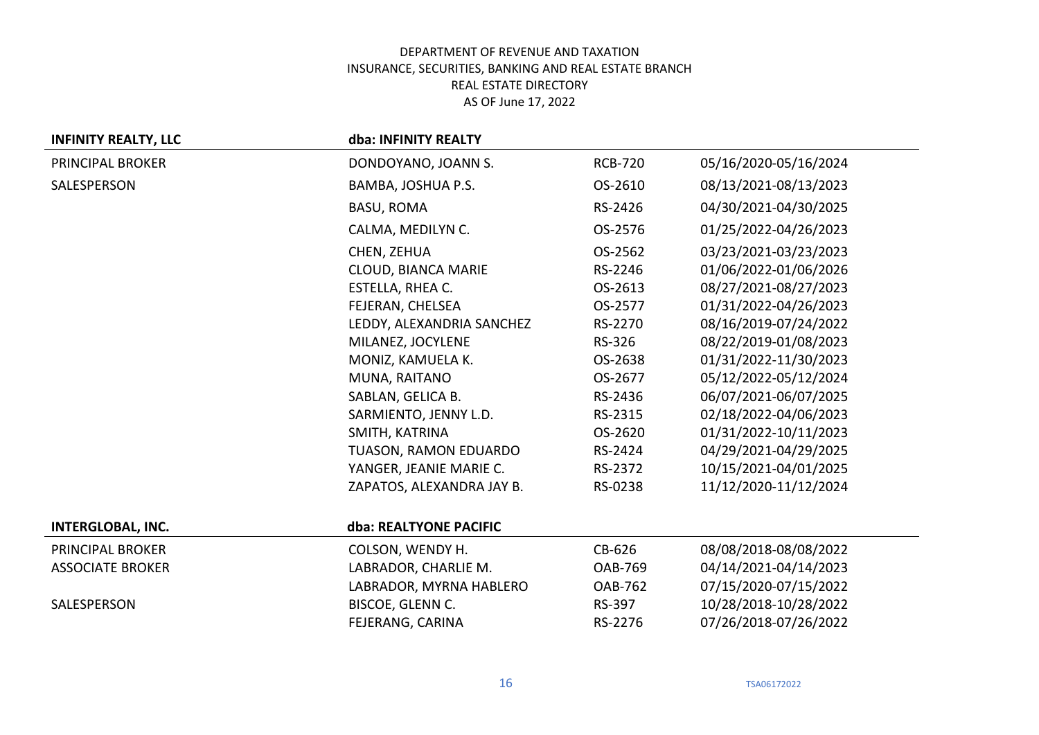DEPARTMENT OF REVENUE AND TAXATION
INSURANCE, SECURITIES, BANKING AND REAL ESTATE BRANCH
REAL ESTATE DIRECTORY
AS OF June 17, 2022

| **INFINITY REALTY, LLC** | **dba: INFINITY REALTY** | | |
|---|---|---|---|
| PRINCIPAL BROKER | DONDOYANO, JOANN S. | RCB-720 | 05/16/2020-05/16/2024 |
| SALESPERSON | BAMBA, JOSHUA P.S. | OS-2610 | 08/13/2021-08/13/2023 |
| | BASU, ROMA | RS-2426 | 04/30/2021-04/30/2025 |
| | CALMA, MEDILYN C. | OS-2576 | 01/25/2022-04/26/2023 |
| | CHEN, ZEHUA | OS-2562 | 03/23/2021-03/23/2023 |
| | CLOUD, BIANCA MARIE | RS-2246 | 01/06/2022-01/06/2026 |
| | ESTELLA, RHEA C. | OS-2613 | 08/27/2021-08/27/2023 |
| | FEJERAN, CHELSEA | OS-2577 | 01/31/2022-04/26/2023 |
| | LEDDY, ALEXANDRIA SANCHEZ | RS-2270 | 08/16/2019-07/24/2022 |
| | MILANEZ, JOCYLENE | RS-326 | 08/22/2019-01/08/2023 |
| | MONIZ, KAMUELA K. | OS-2638 | 01/31/2022-11/30/2023 |
| | MUNA, RAITANO | OS-2677 | 05/12/2022-05/12/2024 |
| | SABLAN, GELICA B. | RS-2436 | 06/07/2021-06/07/2025 |
| | SARMIENTO, JENNY L.D. | RS-2315 | 02/18/2022-04/06/2023 |
| | SMITH, KATRINA | OS-2620 | 01/31/2022-10/11/2023 |
| | TUASON, RAMON EDUARDO | RS-2424 | 04/29/2021-04/29/2025 |
| | YANGER, JEANIE MARIE C. | RS-2372 | 10/15/2021-04/01/2025 |
| | ZAPATOS, ALEXANDRA JAY B. | RS-0238 | 11/12/2020-11/12/2024 |

| **INTERGLOBAL, INC.** | **dba: REALTYONE PACIFIC** | | |
|---|---|---|---|
| PRINCIPAL BROKER | COLSON, WENDY H. | CB-626 | 08/08/2018-08/08/2022 |
| ASSOCIATE BROKER | LABRADOR, CHARLIE M. | OAB-769 | 04/14/2021-04/14/2023 |
| | LABRADOR, MYRNA HABLERO | OAB-762 | 07/15/2020-07/15/2022 |
| SALESPERSON | BISCOE, GLENN C. | RS-397 | 10/28/2018-10/28/2022 |
| | FEJERANG, CARINA | RS-2276 | 07/26/2018-07/26/2022 |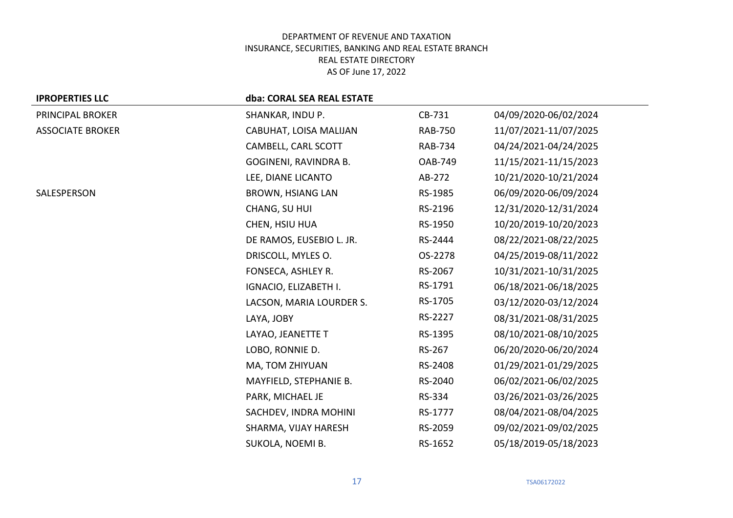DEPARTMENT OF REVENUE AND TAXATION
INSURANCE, SECURITIES, BANKING AND REAL ESTATE BRANCH
REAL ESTATE DIRECTORY
AS OF June 17, 2022

| **IPROPERTIES LLC** | **dba: CORAL SEA REAL ESTATE** | | |
|---|---|---|---|
| PRINCIPAL BROKER | SHANKAR, INDU P. | CB-731 | 04/09/2020-06/02/2024 |
| ASSOCIATE BROKER | CABUHAT, LOISA MALIJAN | RAB-750 | 11/07/2021-11/07/2025 |
| | CAMBELL, CARL SCOTT | RAB-734 | 04/24/2021-04/24/2025 |
| | GOGINENI, RAVINDRA B. | OAB-749 | 11/15/2021-11/15/2023 |
| | LEE, DIANE LICANTO | AB-272 | 10/21/2020-10/21/2024 |
| SALESPERSON | BROWN, HSIANG LAN | RS-1985 | 06/09/2020-06/09/2024 |
| | CHANG, SU HUI | RS-2196 | 12/31/2020-12/31/2024 |
| | CHEN, HSIU HUA | RS-1950 | 10/20/2019-10/20/2023 |
| | DE RAMOS, EUSEBIO L. JR. | RS-2444 | 08/22/2021-08/22/2025 |
| | DRISCOLL, MYLES O. | OS-2278 | 04/25/2019-08/11/2022 |
| | FONSECA, ASHLEY R. | RS-2067 | 10/31/2021-10/31/2025 |
| | IGNACIO, ELIZABETH I. | RS-1791 | 06/18/2021-06/18/2025 |
| | LACSON, MARIA LOURDER S. | RS-1705 | 03/12/2020-03/12/2024 |
| | LAYA, JOBY | RS-2227 | 08/31/2021-08/31/2025 |
| | LAYAO, JEANETTE T | RS-1395 | 08/10/2021-08/10/2025 |
| | LOBO, RONNIE D. | RS-267 | 06/20/2020-06/20/2024 |
| | MA, TOM ZHIYUAN | RS-2408 | 01/29/2021-01/29/2025 |
| | MAYFIELD, STEPHANIE B. | RS-2040 | 06/02/2021-06/02/2025 |
| | PARK, MICHAEL JE | RS-334 | 03/26/2021-03/26/2025 |
| | SACHDEV, INDRA MOHINI | RS-1777 | 08/04/2021-08/04/2025 |
| | SHARMA, VIJAY HARESH | RS-2059 | 09/02/2021-09/02/2025 |
| | SUKOLA, NOEMI B. | RS-1652 | 05/18/2019-05/18/2023 |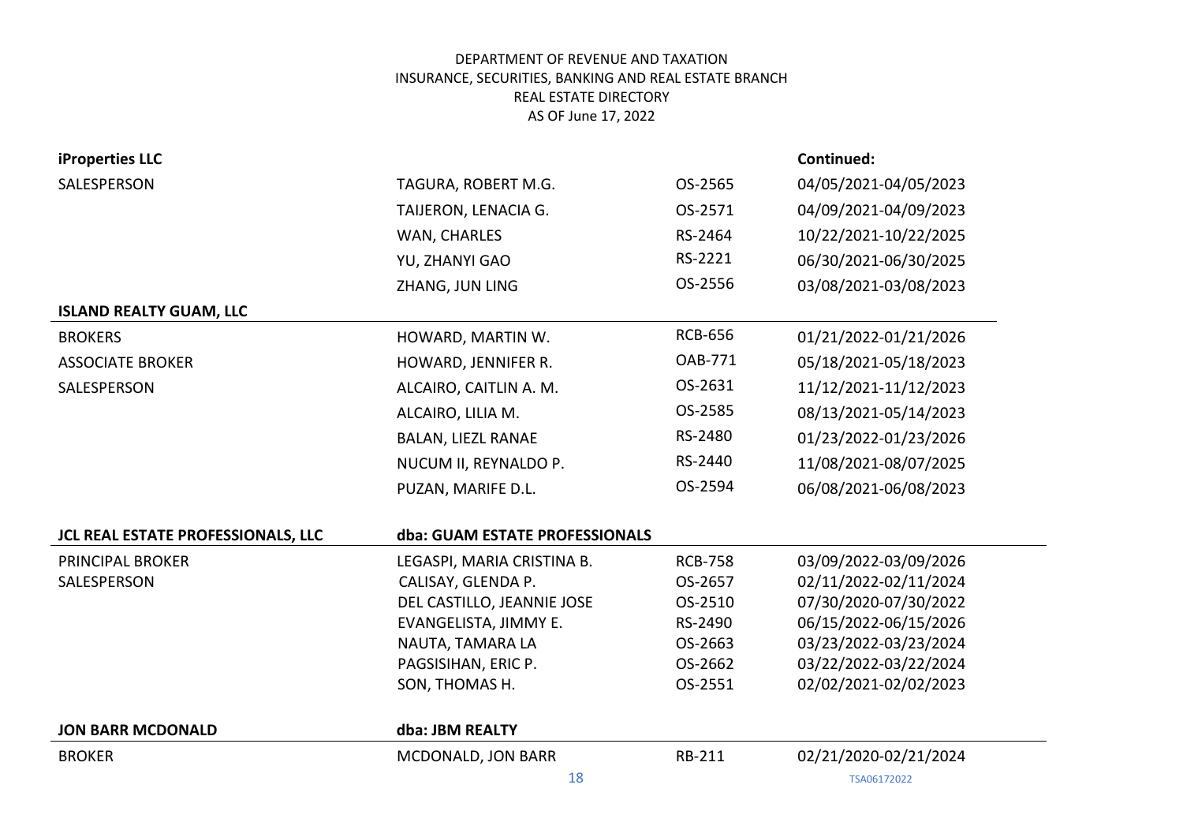DEPARTMENT OF REVENUE AND TAXATION
INSURANCE, SECURITIES, BANKING AND REAL ESTATE BRANCH
REAL ESTATE DIRECTORY
AS OF June 17, 2022

| **iProperties LLC** | | | **Continued:** |
|---|---|---|---|
| SALESPERSON | TAGURA, ROBERT M.G. | OS-2565 | 04/05/2021-04/05/2023 |
| | TAIJERON, LENACIA G. | OS-2571 | 04/09/2021-04/09/2023 |
| | WAN, CHARLES | RS-2464 | 10/22/2021-10/22/2025 |
| | YU, ZHANYI GAO | RS-2221 | 06/30/2021-06/30/2025 |
| | ZHANG, JUN LING | OS-2556 | 03/08/2021-03/08/2023 |

| **ISLAND REALTY GUAM, LLC** | | | |
|---|---|---|---|
| BROKERS | HOWARD, MARTIN W. | RCB-656 | 01/21/2022-01/21/2026 |
| ASSOCIATE BROKER | HOWARD, JENNIFER R. | OAB-771 | 05/18/2021-05/18/2023 |
| SALESPERSON | ALCAIRO, CAITLIN A. M. | OS-2631 | 11/12/2021-11/12/2023 |
| | ALCAIRO, LILIA M. | OS-2585 | 08/13/2021-05/14/2023 |
| | BALAN, LIEZL RANAE | RS-2480 | 01/23/2022-01/23/2026 |
| | NUCUM II, REYNALDO P. | RS-2440 | 11/08/2021-08/07/2025 |
| | PUZAN, MARIFE D.L. | OS-2594 | 06/08/2021-06/08/2023 |

| **JCL REAL ESTATE PROFESSIONALS, LLC** | **dba: GUAM ESTATE PROFESSIONALS** | | |
|---|---|---|---|
| PRINCIPAL BROKER | LEGASPI, MARIA CRISTINA B. | RCB-758 | 03/09/2022-03/09/2026 |
| SALESPERSON | CALISAY, GLENDA P. | OS-2657 | 02/11/2022-02/11/2024 |
| | DEL CASTILLO, JEANNIE JOSE | OS-2510 | 07/30/2020-07/30/2022 |
| | EVANGELISTA, JIMMY E. | RS-2490 | 06/15/2022-06/15/2026 |
| | NAUTA, TAMARA LA | OS-2663 | 03/23/2022-03/23/2024 |
| | PAGSISIHAN, ERIC P. | OS-2662 | 03/22/2022-03/22/2024 |
| | SON, THOMAS H. | OS-2551 | 02/02/2021-02/02/2023 |

| **JON BARR MCDONALD** | **dba: JBM REALTY** | | |
|---|---|---|---|
| BROKER | MCDONALD, JON BARR | RB-211 | 02/21/2020-02/21/2024 |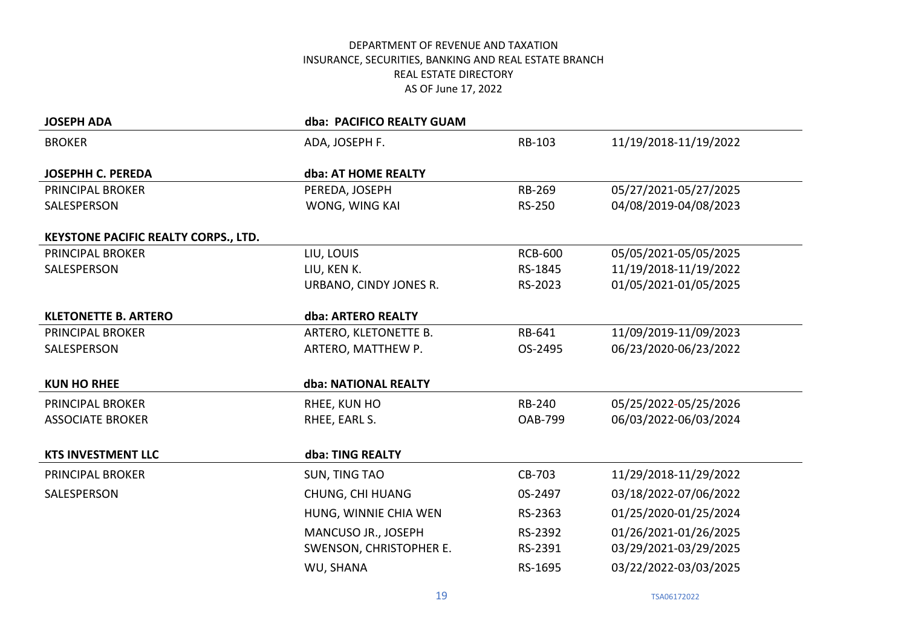DEPARTMENT OF REVENUE AND TAXATION
INSURANCE, SECURITIES, BANKING AND REAL ESTATE BRANCH
REAL ESTATE DIRECTORY
AS OF June 17, 2022

| **JOSEPH ADA** | **dba: PACIFICO REALTY GUAM** | | |
|---|---|---|---|
| BROKER | ADA, JOSEPH F. | RB-103 | 11/19/2018-11/19/2022 |
| | | | |
| **JOSEPHH C. PEREDA** | **dba: AT HOME REALTY** | | |
| PRINCIPAL BROKER | PEREDA, JOSEPH | RB-269 | 05/27/2021-05/27/2025 |
| SALESPERSON | WONG, WING KAI | RS-250 | 04/08/2019-04/08/2023 |
| | | | |
| **KEYSTONE PACIFIC REALTY CORPS., LTD.** | | | |
| PRINCIPAL BROKER | LIU, LOUIS | RCB-600 | 05/05/2021-05/05/2025 |
| SALESPERSON | LIU, KEN K. | RS-1845 | 11/19/2018-11/19/2022 |
| | URBANO, CINDY JONES R. | RS-2023 | 01/05/2021-01/05/2025 |
| | | | |
| **KLETONETTE B. ARTERO** | **dba: ARTERO REALTY** | | |
| PRINCIPAL BROKER | ARTERO, KLETONETTE B. | RB-641 | 11/09/2019-11/09/2023 |
| SALESPERSON | ARTERO, MATTHEW P. | OS-2495 | 06/23/2020-06/23/2022 |
| | | | |
| **KUN HO RHEE** | **dba: NATIONAL REALTY** | | |
| PRINCIPAL BROKER | RHEE, KUN HO | RB-240 | 05/25/2022-05/25/2026 |
| ASSOCIATE BROKER | RHEE, EARL S. | OAB-799 | 06/03/2022-06/03/2024 |
| | | | |
| **KTS INVESTMENT LLC** | **dba: TING REALTY** | | |
| PRINCIPAL BROKER | SUN, TING TAO | CB-703 | 11/29/2018-11/29/2022 |
| SALESPERSON | CHUNG, CHI HUANG | 0S-2497 | 03/18/2022-07/06/2022 |
| | HUNG, WINNIE CHIA WEN | RS-2363 | 01/25/2020-01/25/2024 |
| | MANCUSO JR., JOSEPH | RS-2392 | 01/26/2021-01/26/2025 |
| | SWENSON, CHRISTOPHER E. | RS-2391 | 03/29/2021-03/29/2025 |
| | WU, SHANA | RS-1695 | 03/22/2022-03/03/2025 |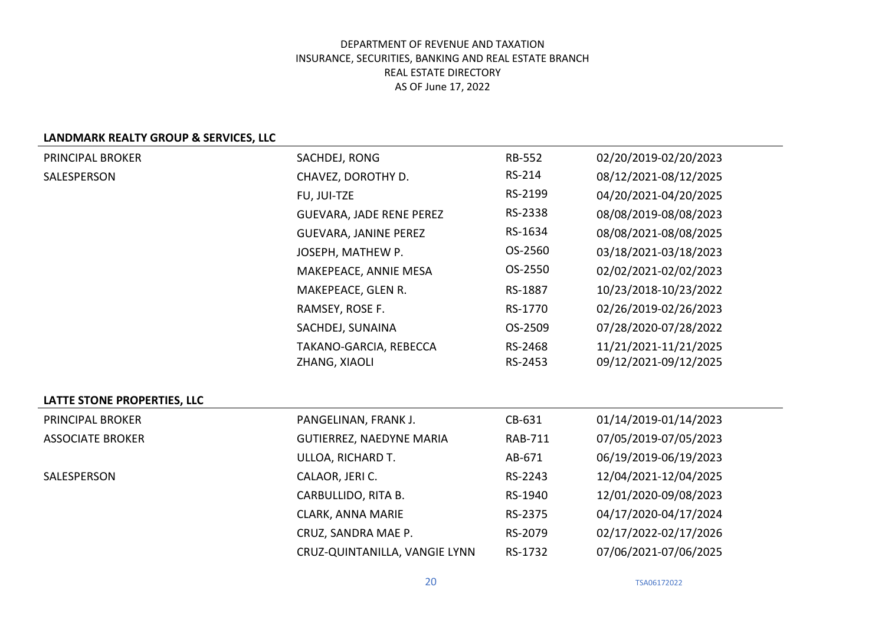DEPARTMENT OF REVENUE AND TAXATION
INSURANCE, SECURITIES, BANKING AND REAL ESTATE BRANCH
REAL ESTATE DIRECTORY
AS OF June 17, 2022

**LANDMARK REALTY GROUP & SERVICES, LLC**

| | | | |
|---|---|---|---|
| PRINCIPAL BROKER | SACHDEJ, RONG | RB-552 | 02/20/2019-02/20/2023 |
| SALESPERSON | CHAVEZ, DOROTHY D. | RS-214 | 08/12/2021-08/12/2025 |
| | FU, JUI-TZE | RS-2199 | 04/20/2021-04/20/2025 |
| | GUEVARA, JADE RENE PEREZ | RS-2338 | 08/08/2019-08/08/2023 |
| | GUEVARA, JANINE PEREZ | RS-1634 | 08/08/2021-08/08/2025 |
| | JOSEPH, MATHEW P. | OS-2560 | 03/18/2021-03/18/2023 |
| | MAKEPEACE, ANNIE MESA | OS-2550 | 02/02/2021-02/02/2023 |
| | MAKEPEACE, GLEN R. | RS-1887 | 10/23/2018-10/23/2022 |
| | RAMSEY, ROSE F. | RS-1770 | 02/26/2019-02/26/2023 |
| | SACHDEJ, SUNAINA | OS-2509 | 07/28/2020-07/28/2022 |
| | TAKANO-GARCIA, REBECCA | RS-2468 | 11/21/2021-11/21/2025 |
| | ZHANG, XIAOLI | RS-2453 | 09/12/2021-09/12/2025 |

**LATTE STONE PROPERTIES, LLC**

| | | | |
|---|---|---|---|
| PRINCIPAL BROKER | PANGELINAN, FRANK J. | CB-631 | 01/14/2019-01/14/2023 |
| ASSOCIATE BROKER | GUTIERREZ, NAEDYNE MARIA | RAB-711 | 07/05/2019-07/05/2023 |
| | ULLOA, RICHARD T. | AB-671 | 06/19/2019-06/19/2023 |
| SALESPERSON | CALAOR, JERI C. | RS-2243 | 12/04/2021-12/04/2025 |
| | CARBULLIDO, RITA B. | RS-1940 | 12/01/2020-09/08/2023 |
| | CLARK, ANNA MARIE | RS-2375 | 04/17/2020-04/17/2024 |
| | CRUZ, SANDRA MAE P. | RS-2079 | 02/17/2022-02/17/2026 |
| | CRUZ-QUINTANILLA, VANGIE LYNN | RS-1732 | 07/06/2021-07/06/2025 |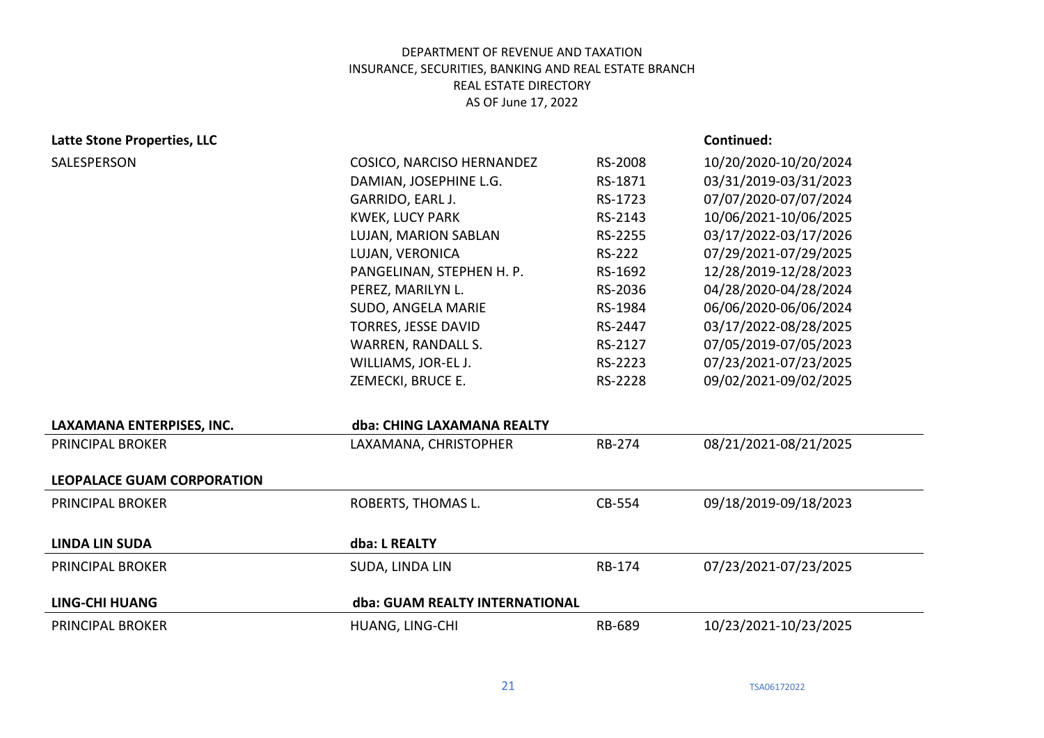DEPARTMENT OF REVENUE AND TAXATION
INSURANCE, SECURITIES, BANKING AND REAL ESTATE BRANCH
REAL ESTATE DIRECTORY
AS OF June 17, 2022

**Latte Stone Properties, LLC** — **Continued:**

| | | | |
|---|---|---|---|
| SALESPERSON | COSICO, NARCISO HERNANDEZ | RS-2008 | 10/20/2020-10/20/2024 |
| | DAMIAN, JOSEPHINE L.G. | RS-1871 | 03/31/2019-03/31/2023 |
| | GARRIDO, EARL J. | RS-1723 | 07/07/2020-07/07/2024 |
| | KWEK, LUCY PARK | RS-2143 | 10/06/2021-10/06/2025 |
| | LUJAN, MARION SABLAN | RS-2255 | 03/17/2022-03/17/2026 |
| | LUJAN, VERONICA | RS-222 | 07/29/2021-07/29/2025 |
| | PANGELINAN, STEPHEN H. P. | RS-1692 | 12/28/2019-12/28/2023 |
| | PEREZ, MARILYN L. | RS-2036 | 04/28/2020-04/28/2024 |
| | SUDO, ANGELA MARIE | RS-1984 | 06/06/2020-06/06/2024 |
| | TORRES, JESSE DAVID | RS-2447 | 03/17/2022-08/28/2025 |
| | WARREN, RANDALL S. | RS-2127 | 07/05/2019-07/05/2023 |
| | WILLIAMS, JOR-EL J. | RS-2223 | 07/23/2021-07/23/2025 |
| | ZEMECKI, BRUCE E. | RS-2228 | 09/02/2021-09/02/2025 |

| **LAXAMANA ENTERPISES, INC.** | **dba: CHING LAXAMANA REALTY** | | |
|---|---|---|---|
| PRINCIPAL BROKER | LAXAMANA, CHRISTOPHER | RB-274 | 08/21/2021-08/21/2025 |

| **LEOPALACE GUAM CORPORATION** | | | |
|---|---|---|---|
| PRINCIPAL BROKER | ROBERTS, THOMAS L. | CB-554 | 09/18/2019-09/18/2023 |

| **LINDA LIN SUDA** | **dba: L REALTY** | | |
|---|---|---|---|
| PRINCIPAL BROKER | SUDA, LINDA LIN | RB-174 | 07/23/2021-07/23/2025 |

| **LING-CHI HUANG** | **dba: GUAM REALTY INTERNATIONAL** | | |
|---|---|---|---|
| PRINCIPAL BROKER | HUANG, LING-CHI | RB-689 | 10/23/2021-10/23/2025 |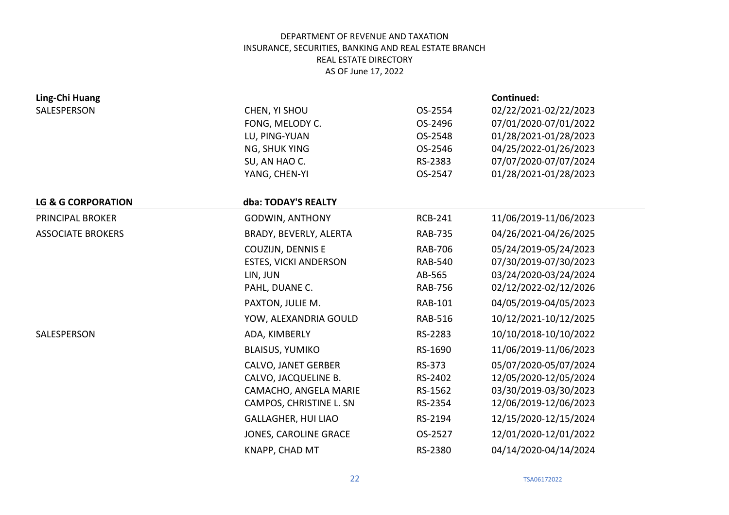DEPARTMENT OF REVENUE AND TAXATION
INSURANCE, SECURITIES, BANKING AND REAL ESTATE BRANCH
REAL ESTATE DIRECTORY
AS OF June 17, 2022

| **Ling-Chi Huang** | | | **Continued:** |
|---|---|---|---|
| SALESPERSON | CHEN, YI SHOU | OS-2554 | 02/22/2021-02/22/2023 |
| | FONG, MELODY C. | OS-2496 | 07/01/2020-07/01/2022 |
| | LU, PING-YUAN | OS-2548 | 01/28/2021-01/28/2023 |
| | NG, SHUK YING | OS-2546 | 04/25/2022-01/26/2023 |
| | SU, AN HAO C. | RS-2383 | 07/07/2020-07/07/2024 |
| | YANG, CHEN-YI | OS-2547 | 01/28/2021-01/28/2023 |

| **LG & G CORPORATION** | **dba: TODAY'S REALTY** | | |
|---|---|---|---|
| PRINCIPAL BROKER | GODWIN, ANTHONY | RCB-241 | 11/06/2019-11/06/2023 |
| ASSOCIATE BROKERS | BRADY, BEVERLY, ALERTA | RAB-735 | 04/26/2021-04/26/2025 |
| | COUZIJN, DENNIS E | RAB-706 | 05/24/2019-05/24/2023 |
| | ESTES, VICKI ANDERSON | RAB-540 | 07/30/2019-07/30/2023 |
| | LIN, JUN | AB-565 | 03/24/2020-03/24/2024 |
| | PAHL, DUANE C. | RAB-756 | 02/12/2022-02/12/2026 |
| | PAXTON, JULIE M. | RAB-101 | 04/05/2019-04/05/2023 |
| | YOW, ALEXANDRIA GOULD | RAB-516 | 10/12/2021-10/12/2025 |
| SALESPERSON | ADA, KIMBERLY | RS-2283 | 10/10/2018-10/10/2022 |
| | BLAISUS, YUMIKO | RS-1690 | 11/06/2019-11/06/2023 |
| | CALVO, JANET GERBER | RS-373 | 05/07/2020-05/07/2024 |
| | CALVO, JACQUELINE B. | RS-2402 | 12/05/2020-12/05/2024 |
| | CAMACHO, ANGELA MARIE | RS-1562 | 03/30/2019-03/30/2023 |
| | CAMPOS, CHRISTINE L. SN | RS-2354 | 12/06/2019-12/06/2023 |
| | GALLAGHER, HUI LIAO | RS-2194 | 12/15/2020-12/15/2024 |
| | JONES, CAROLINE GRACE | OS-2527 | 12/01/2020-12/01/2022 |
| | KNAPP, CHAD MT | RS-2380 | 04/14/2020-04/14/2024 |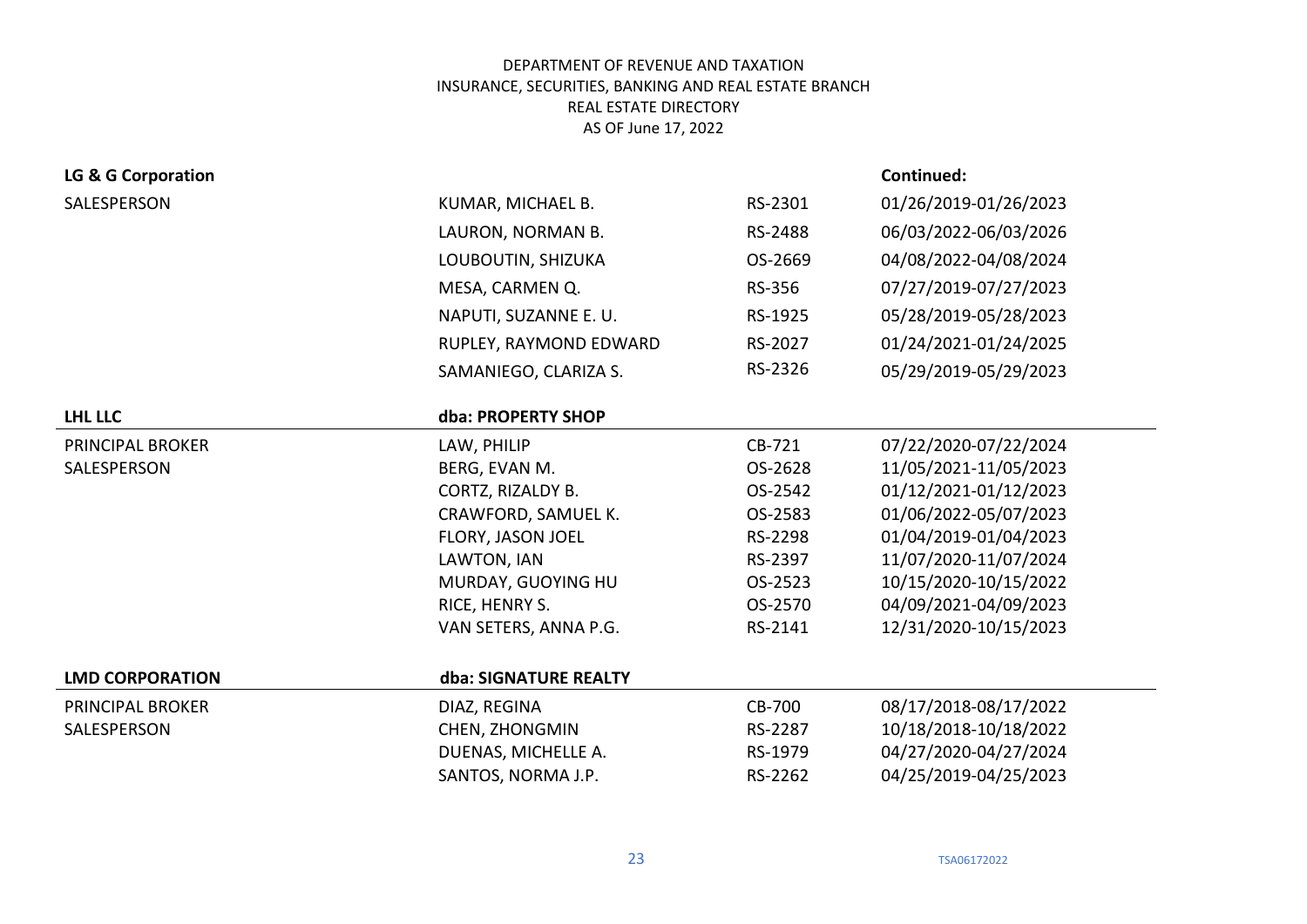DEPARTMENT OF REVENUE AND TAXATION
INSURANCE, SECURITIES, BANKING AND REAL ESTATE BRANCH
REAL ESTATE DIRECTORY
AS OF June 17, 2022

| **LG & G Corporation** | | | **Continued:** |
|---|---|---|---|
| SALESPERSON | KUMAR, MICHAEL B. | RS-2301 | 01/26/2019-01/26/2023 |
| | LAURON, NORMAN B. | RS-2488 | 06/03/2022-06/03/2026 |
| | LOUBOUTIN, SHIZUKA | OS-2669 | 04/08/2022-04/08/2024 |
| | MESA, CARMEN Q. | RS-356 | 07/27/2019-07/27/2023 |
| | NAPUTI, SUZANNE E. U. | RS-1925 | 05/28/2019-05/28/2023 |
| | RUPLEY, RAYMOND EDWARD | RS-2027 | 01/24/2021-01/24/2025 |
| | SAMANIEGO, CLARIZA S. | RS-2326 | 05/29/2019-05/29/2023 |

| **LHL LLC** | **dba: PROPERTY SHOP** | | |
|---|---|---|---|
| PRINCIPAL BROKER | LAW, PHILIP | CB-721 | 07/22/2020-07/22/2024 |
| SALESPERSON | BERG, EVAN M. | OS-2628 | 11/05/2021-11/05/2023 |
| | CORTZ, RIZALDY B. | OS-2542 | 01/12/2021-01/12/2023 |
| | CRAWFORD, SAMUEL K. | OS-2583 | 01/06/2022-05/07/2023 |
| | FLORY, JASON JOEL | RS-2298 | 01/04/2019-01/04/2023 |
| | LAWTON, IAN | RS-2397 | 11/07/2020-11/07/2024 |
| | MURDAY, GUOYING HU | OS-2523 | 10/15/2020-10/15/2022 |
| | RICE, HENRY S. | OS-2570 | 04/09/2021-04/09/2023 |
| | VAN SETERS, ANNA P.G. | RS-2141 | 12/31/2020-10/15/2023 |

| **LMD CORPORATION** | **dba: SIGNATURE REALTY** | | |
|---|---|---|---|
| PRINCIPAL BROKER | DIAZ, REGINA | CB-700 | 08/17/2018-08/17/2022 |
| SALESPERSON | CHEN, ZHONGMIN | RS-2287 | 10/18/2018-10/18/2022 |
| | DUENAS, MICHELLE A. | RS-1979 | 04/27/2020-04/27/2024 |
| | SANTOS, NORMA J.P. | RS-2262 | 04/25/2019-04/25/2023 |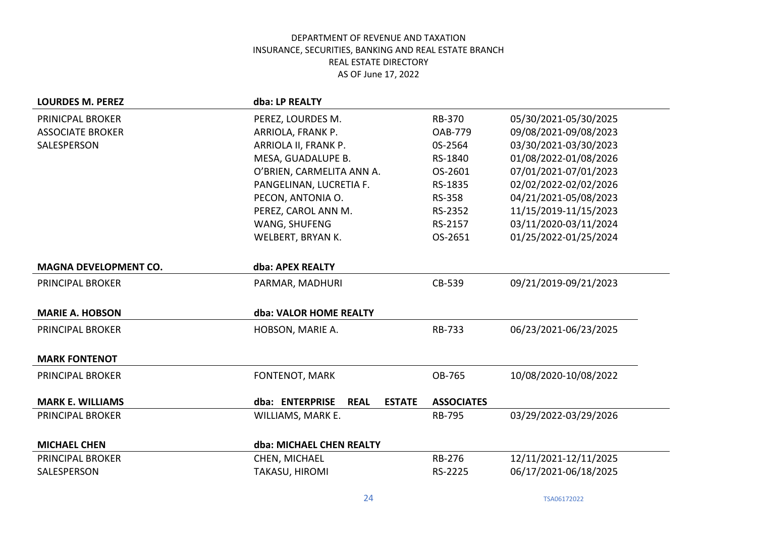DEPARTMENT OF REVENUE AND TAXATION
INSURANCE, SECURITIES, BANKING AND REAL ESTATE BRANCH
REAL ESTATE DIRECTORY
AS OF June 17, 2022

| **LOURDES M. PEREZ** | **dba: LP REALTY** | | |
|---|---|---|---|
| PRINICPAL BROKER | PEREZ, LOURDES M. | RB-370 | 05/30/2021-05/30/2025 |
| ASSOCIATE BROKER | ARRIOLA, FRANK P. | OAB-779 | 09/08/2021-09/08/2023 |
| SALESPERSON | ARRIOLA II, FRANK P. | 0S-2564 | 03/30/2021-03/30/2023 |
| | MESA, GUADALUPE B. | RS-1840 | 01/08/2022-01/08/2026 |
| | O'BRIEN, CARMELITA ANN A. | OS-2601 | 07/01/2021-07/01/2023 |
| | PANGELINAN, LUCRETIA F. | RS-1835 | 02/02/2022-02/02/2026 |
| | PECON, ANTONIA O. | RS-358 | 04/21/2021-05/08/2023 |
| | PEREZ, CAROL ANN M. | RS-2352 | 11/15/2019-11/15/2023 |
| | WANG, SHUFENG | RS-2157 | 03/11/2020-03/11/2024 |
| | WELBERT, BRYAN K. | OS-2651 | 01/25/2022-01/25/2024 |

| **MAGNA DEVELOPMENT CO.** | **dba: APEX REALTY** | | |
|---|---|---|---|
| PRINCIPAL BROKER | PARMAR, MADHURI | CB-539 | 09/21/2019-09/21/2023 |

| **MARIE A. HOBSON** | **dba: VALOR HOME REALTY** | | |
|---|---|---|---|
| PRINCIPAL BROKER | HOBSON, MARIE A. | RB-733 | 06/23/2021-06/23/2025 |

| **MARK FONTENOT** | | | |
|---|---|---|---|
| PRINCIPAL BROKER | FONTENOT, MARK | OB-765 | 10/08/2020-10/08/2022 |

| **MARK E. WILLIAMS** | **dba: ENTERPRISE REAL ESTATE** | **ASSOCIATES** | |
|---|---|---|---|
| PRINCIPAL BROKER | WILLIAMS, MARK E. | RB-795 | 03/29/2022-03/29/2026 |

| **MICHAEL CHEN** | **dba: MICHAEL CHEN REALTY** | | |
|---|---|---|---|
| PRINCIPAL BROKER | CHEN, MICHAEL | RB-276 | 12/11/2021-12/11/2025 |
| SALESPERSON | TAKASU, HIROMI | RS-2225 | 06/17/2021-06/18/2025 |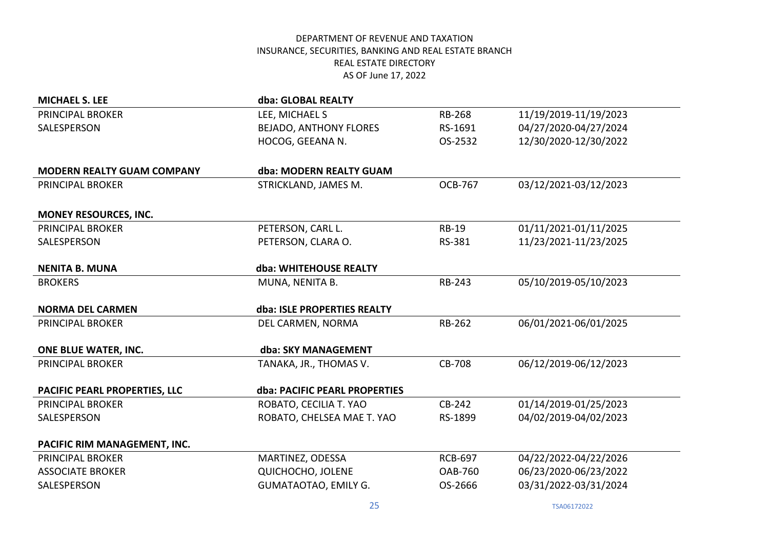DEPARTMENT OF REVENUE AND TAXATION
INSURANCE, SECURITIES, BANKING AND REAL ESTATE BRANCH
REAL ESTATE DIRECTORY
AS OF June 17, 2022

| **MICHAEL S. LEE** | **dba: GLOBAL REALTY** | | |
|---|---|---|---|
| PRINCIPAL BROKER | LEE, MICHAEL S | RB-268 | 11/19/2019-11/19/2023 |
| SALESPERSON | BEJADO, ANTHONY FLORES | RS-1691 | 04/27/2020-04/27/2024 |
| | HOCOG, GEEANA N. | OS-2532 | 12/30/2020-12/30/2022 |

| **MODERN REALTY GUAM COMPANY** | **dba: MODERN REALTY GUAM** | | |
|---|---|---|---|
| PRINCIPAL BROKER | STRICKLAND, JAMES M. | OCB-767 | 03/12/2021-03/12/2023 |

| **MONEY RESOURCES, INC.** | | | |
|---|---|---|---|
| PRINCIPAL BROKER | PETERSON, CARL L. | RB-19 | 01/11/2021-01/11/2025 |
| SALESPERSON | PETERSON, CLARA O. | RS-381 | 11/23/2021-11/23/2025 |

| **NENITA B. MUNA** | **dba: WHITEHOUSE REALTY** | | |
|---|---|---|---|
| BROKERS | MUNA, NENITA B. | RB-243 | 05/10/2019-05/10/2023 |

| **NORMA DEL CARMEN** | **dba: ISLE PROPERTIES REALTY** | | |
|---|---|---|---|
| PRINCIPAL BROKER | DEL CARMEN, NORMA | RB-262 | 06/01/2021-06/01/2025 |

| **ONE BLUE WATER, INC.** | **dba: SKY MANAGEMENT** | | |
|---|---|---|---|
| PRINCIPAL BROKER | TANAKA, JR., THOMAS V. | CB-708 | 06/12/2019-06/12/2023 |

| **PACIFIC PEARL PROPERTIES, LLC** | **dba: PACIFIC PEARL PROPERTIES** | | |
|---|---|---|---|
| PRINCIPAL BROKER | ROBATO, CECILIA T. YAO | CB-242 | 01/14/2019-01/25/2023 |
| SALESPERSON | ROBATO, CHELSEA MAE T. YAO | RS-1899 | 04/02/2019-04/02/2023 |

| **PACIFIC RIM MANAGEMENT, INC.** | | | |
|---|---|---|---|
| PRINCIPAL BROKER | MARTINEZ, ODESSA | RCB-697 | 04/22/2022-04/22/2026 |
| ASSOCIATE BROKER | QUICHOCHO, JOLENE | OAB-760 | 06/23/2020-06/23/2022 |
| SALESPERSON | GUMATAOTAO, EMILY G. | OS-2666 | 03/31/2022-03/31/2024 |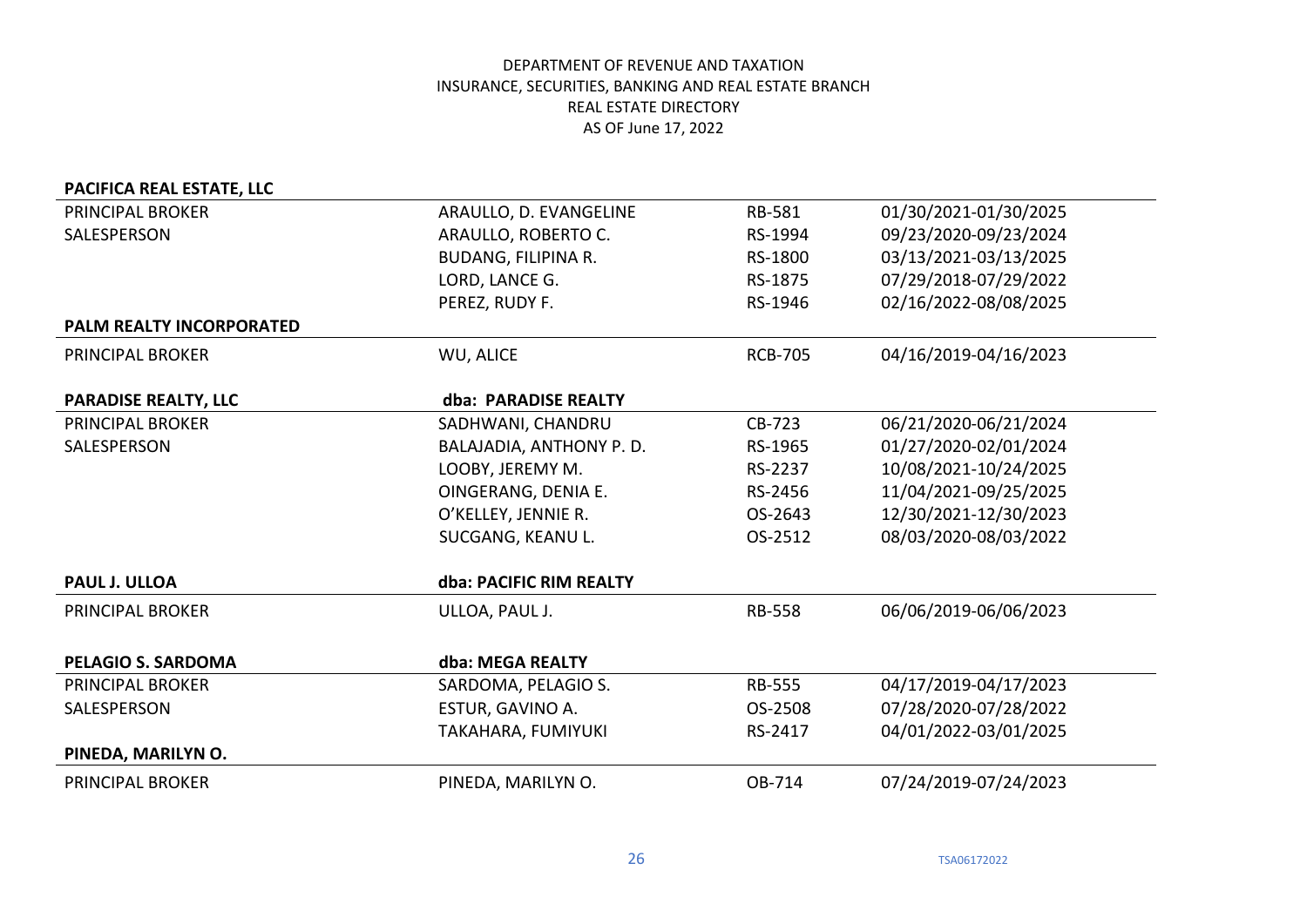DEPARTMENT OF REVENUE AND TAXATION
INSURANCE, SECURITIES, BANKING AND REAL ESTATE BRANCH
REAL ESTATE DIRECTORY
AS OF June 17, 2022

| **PACIFICA REAL ESTATE, LLC** | | | |
|---|---|---|---|
| PRINCIPAL BROKER | ARAULLO, D. EVANGELINE | RB-581 | 01/30/2021-01/30/2025 |
| SALESPERSON | ARAULLO, ROBERTO C. | RS-1994 | 09/23/2020-09/23/2024 |
| | BUDANG, FILIPINA R. | RS-1800 | 03/13/2021-03/13/2025 |
| | LORD, LANCE G. | RS-1875 | 07/29/2018-07/29/2022 |
| | PEREZ, RUDY F. | RS-1946 | 02/16/2022-08/08/2025 |

| **PALM REALTY INCORPORATED** | | | |
|---|---|---|---|
| PRINCIPAL BROKER | WU, ALICE | RCB-705 | 04/16/2019-04/16/2023 |

| **PARADISE REALTY, LLC** | **dba: PARADISE REALTY** | | |
|---|---|---|---|
| PRINCIPAL BROKER | SADHWANI, CHANDRU | CB-723 | 06/21/2020-06/21/2024 |
| SALESPERSON | BALAJADIA, ANTHONY P. D. | RS-1965 | 01/27/2020-02/01/2024 |
| | LOOBY, JEREMY M. | RS-2237 | 10/08/2021-10/24/2025 |
| | OINGERANG, DENIA E. | RS-2456 | 11/04/2021-09/25/2025 |
| | O'KELLEY, JENNIE R. | OS-2643 | 12/30/2021-12/30/2023 |
| | SUCGANG, KEANU L. | OS-2512 | 08/03/2020-08/03/2022 |

| **PAUL J. ULLOA** | **dba: PACIFIC RIM REALTY** | | |
|---|---|---|---|
| PRINCIPAL BROKER | ULLOA, PAUL J. | RB-558 | 06/06/2019-06/06/2023 |

| **PELAGIO S. SARDOMA** | **dba: MEGA REALTY** | | |
|---|---|---|---|
| PRINCIPAL BROKER | SARDOMA, PELAGIO S. | RB-555 | 04/17/2019-04/17/2023 |
| SALESPERSON | ESTUR, GAVINO A. | OS-2508 | 07/28/2020-07/28/2022 |
| | TAKAHARA, FUMIYUKI | RS-2417 | 04/01/2022-03/01/2025 |

| **PINEDA, MARILYN O.** | | | |
|---|---|---|---|
| PRINCIPAL BROKER | PINEDA, MARILYN O. | OB-714 | 07/24/2019-07/24/2023 |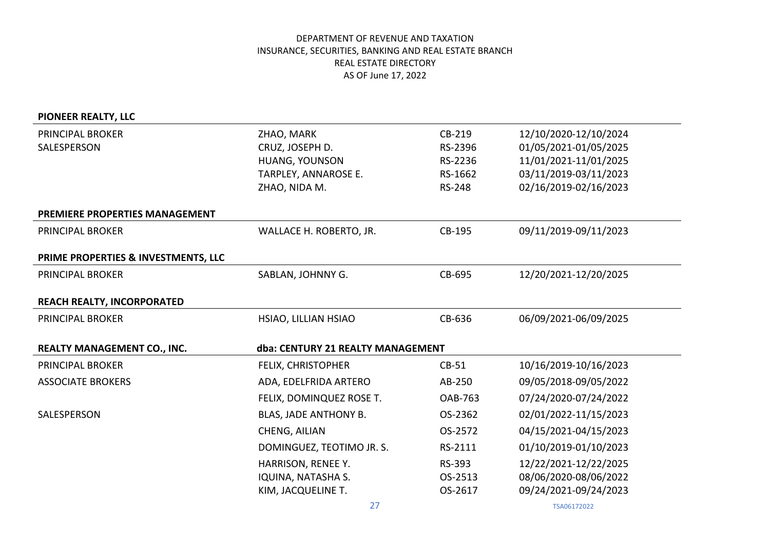DEPARTMENT OF REVENUE AND TAXATION
INSURANCE, SECURITIES, BANKING AND REAL ESTATE BRANCH
REAL ESTATE DIRECTORY
AS OF June 17, 2022

**PIONEER REALTY, LLC**

| | | | |
|---|---|---|---|
| PRINCIPAL BROKER | ZHAO, MARK | CB-219 | 12/10/2020-12/10/2024 |
| SALESPERSON | CRUZ, JOSEPH D. | RS-2396 | 01/05/2021-01/05/2025 |
| | HUANG, YOUNSON | RS-2236 | 11/01/2021-11/01/2025 |
| | TARPLEY, ANNAROSE E. | RS-1662 | 03/11/2019-03/11/2023 |
| | ZHAO, NIDA M. | RS-248 | 02/16/2019-02/16/2023 |

**PREMIERE PROPERTIES MANAGEMENT**

| | | | |
|---|---|---|---|
| PRINCIPAL BROKER | WALLACE H. ROBERTO, JR. | CB-195 | 09/11/2019-09/11/2023 |

**PRIME PROPERTIES & INVESTMENTS, LLC**

| | | | |
|---|---|---|---|
| PRINCIPAL BROKER | SABLAN, JOHNNY G. | CB-695 | 12/20/2021-12/20/2025 |

**REACH REALTY, INCORPORATED**

| | | | |
|---|---|---|---|
| PRINCIPAL BROKER | HSIAO, LILLIAN HSIAO | CB-636 | 06/09/2021-06/09/2025 |

**REALTY MANAGEMENT CO., INC.** **dba: CENTURY 21 REALTY MANAGEMENT**

| | | | |
|---|---|---|---|
| PRINCIPAL BROKER | FELIX, CHRISTOPHER | CB-51 | 10/16/2019-10/16/2023 |
| ASSOCIATE BROKERS | ADA, EDELFRIDA ARTERO | AB-250 | 09/05/2018-09/05/2022 |
| | FELIX, DOMINQUEZ ROSE T. | OAB-763 | 07/24/2020-07/24/2022 |
| SALESPERSON | BLAS, JADE ANTHONY B. | OS-2362 | 02/01/2022-11/15/2023 |
| | CHENG, AILIAN | OS-2572 | 04/15/2021-04/15/2023 |
| | DOMINGUEZ, TEOTIMO JR. S. | RS-2111 | 01/10/2019-01/10/2023 |
| | HARRISON, RENEE Y. | RS-393 | 12/22/2021-12/22/2025 |
| | IQUINA, NATASHA S. | OS-2513 | 08/06/2020-08/06/2022 |
| | KIM, JACQUELINE T. | OS-2617 | 09/24/2021-09/24/2023 |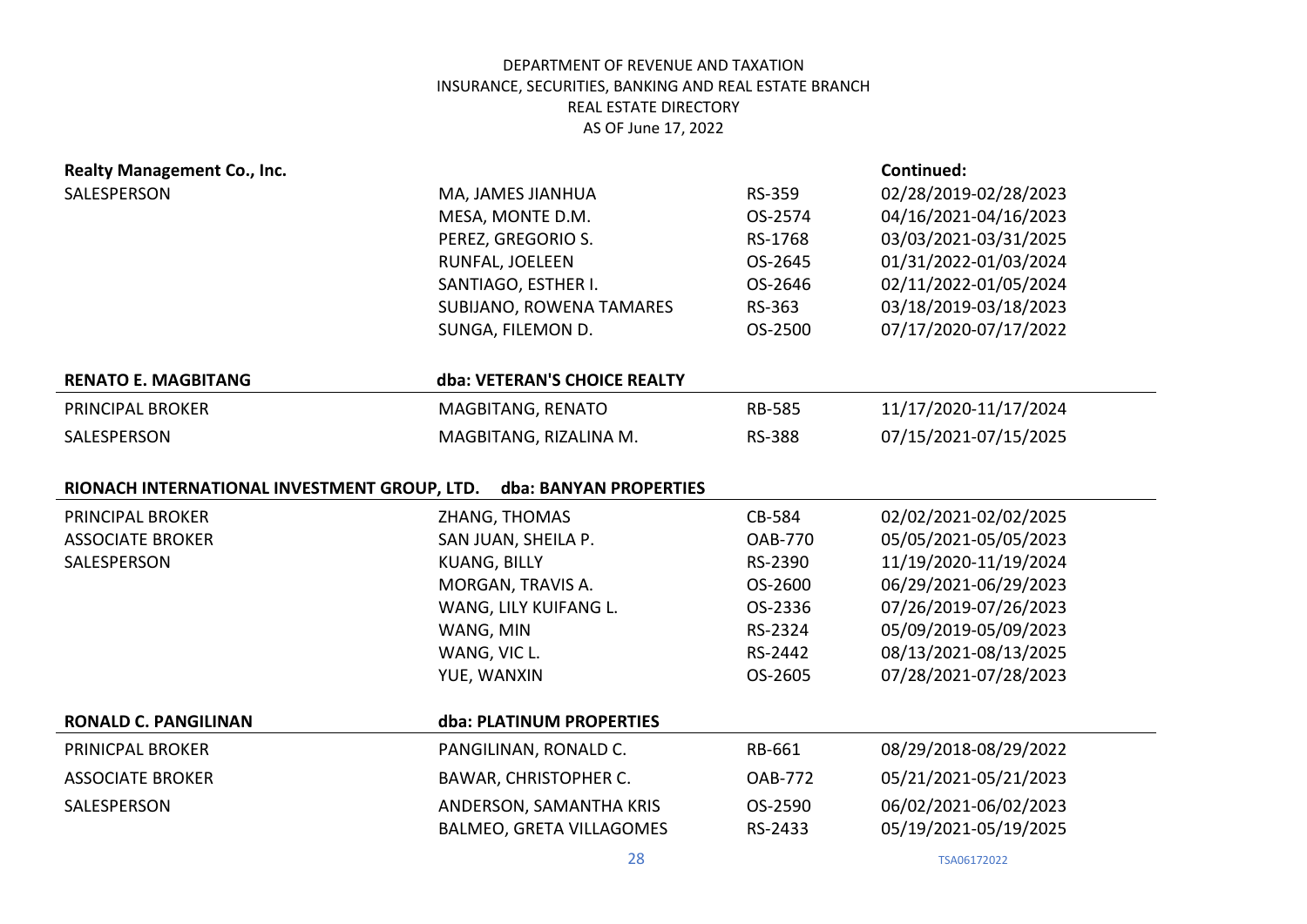DEPARTMENT OF REVENUE AND TAXATION
INSURANCE, SECURITIES, BANKING AND REAL ESTATE BRANCH
REAL ESTATE DIRECTORY
AS OF June 17, 2022

**Realty Management Co., Inc.** — **Continued:**

| | | | |
|---|---|---|---|
| SALESPERSON | MA, JAMES JIANHUA | RS-359 | 02/28/2019-02/28/2023 |
| | MESA, MONTE D.M. | OS-2574 | 04/16/2021-04/16/2023 |
| | PEREZ, GREGORIO S. | RS-1768 | 03/03/2021-03/31/2025 |
| | RUNFAL, JOELEEN | OS-2645 | 01/31/2022-01/03/2024 |
| | SANTIAGO, ESTHER I. | OS-2646 | 02/11/2022-01/05/2024 |
| | SUBIJANO, ROWENA TAMARES | RS-363 | 03/18/2019-03/18/2023 |
| | SUNGA, FILEMON D. | OS-2500 | 07/17/2020-07/17/2022 |

**RENATO E. MAGBITANG** — **dba: VETERAN'S CHOICE REALTY**

| | | | |
|---|---|---|---|
| PRINCIPAL BROKER | MAGBITANG, RENATO | RB-585 | 11/17/2020-11/17/2024 |
| SALESPERSON | MAGBITANG, RIZALINA M. | RS-388 | 07/15/2021-07/15/2025 |

**RIONACH INTERNATIONAL INVESTMENT GROUP, LTD.** — **dba: BANYAN PROPERTIES**

| | | | |
|---|---|---|---|
| PRINCIPAL BROKER | ZHANG, THOMAS | CB-584 | 02/02/2021-02/02/2025 |
| ASSOCIATE BROKER | SAN JUAN, SHEILA P. | OAB-770 | 05/05/2021-05/05/2023 |
| SALESPERSON | KUANG, BILLY | RS-2390 | 11/19/2020-11/19/2024 |
| | MORGAN, TRAVIS A. | OS-2600 | 06/29/2021-06/29/2023 |
| | WANG, LILY KUIFANG L. | OS-2336 | 07/26/2019-07/26/2023 |
| | WANG, MIN | RS-2324 | 05/09/2019-05/09/2023 |
| | WANG, VIC L. | RS-2442 | 08/13/2021-08/13/2025 |
| | YUE, WANXIN | OS-2605 | 07/28/2021-07/28/2023 |

**RONALD C. PANGILINAN** — **dba: PLATINUM PROPERTIES**

| | | | |
|---|---|---|---|
| PRINICPAL BROKER | PANGILINAN, RONALD C. | RB-661 | 08/29/2018-08/29/2022 |
| ASSOCIATE BROKER | BAWAR, CHRISTOPHER C. | OAB-772 | 05/21/2021-05/21/2023 |
| SALESPERSON | ANDERSON, SAMANTHA KRIS | OS-2590 | 06/02/2021-06/02/2023 |
| | BALMEO, GRETA VILLAGOMES | RS-2433 | 05/19/2021-05/19/2025 |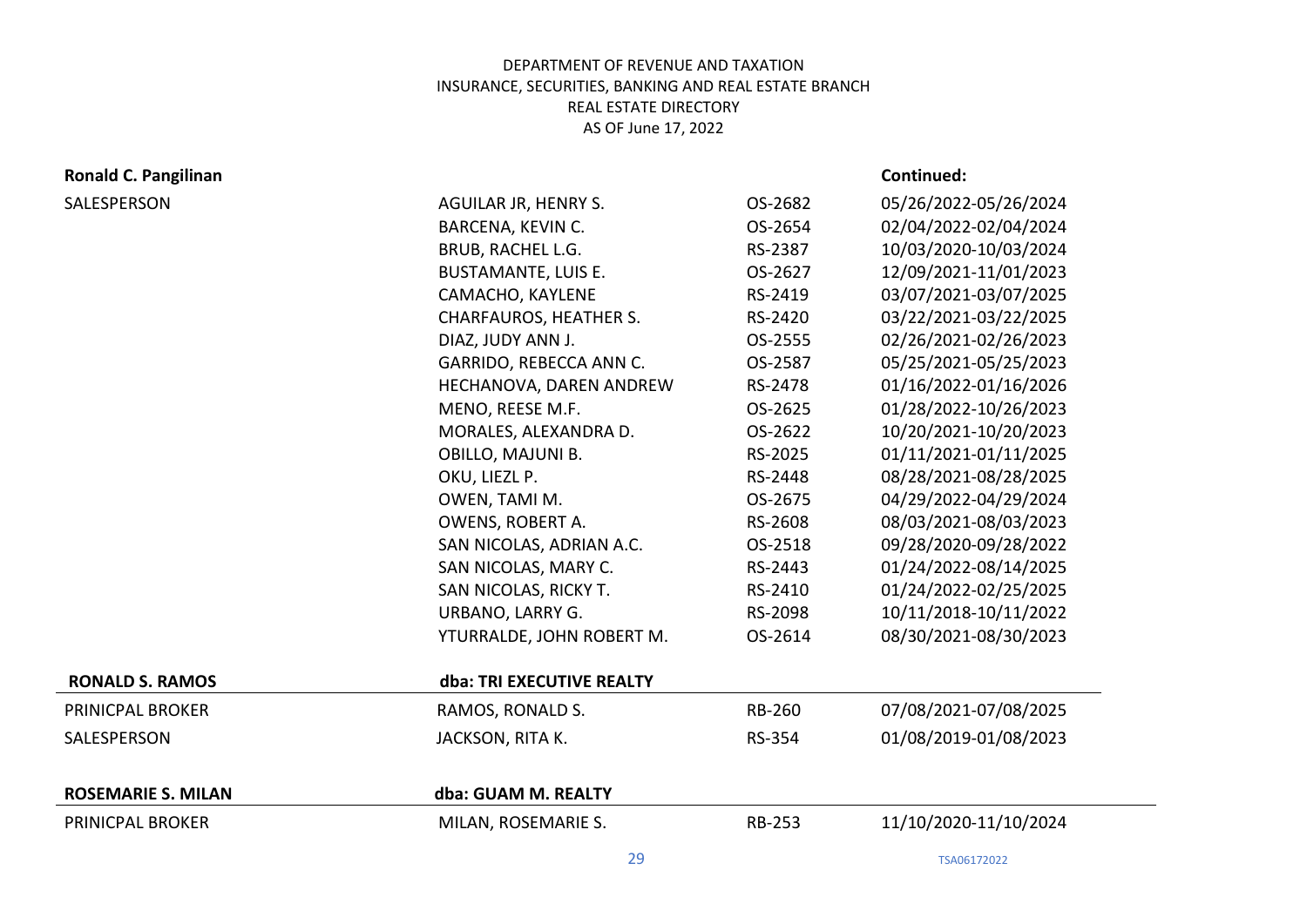DEPARTMENT OF REVENUE AND TAXATION
INSURANCE, SECURITIES, BANKING AND REAL ESTATE BRANCH
REAL ESTATE DIRECTORY
AS OF June 17, 2022

**Ronald C. Pangilinan** **Continued:**

| | | | |
|---|---|---|---|
| SALESPERSON | AGUILAR JR, HENRY S. | OS-2682 | 05/26/2022-05/26/2024 |
| | BARCENA, KEVIN C. | OS-2654 | 02/04/2022-02/04/2024 |
| | BRUB, RACHEL L.G. | RS-2387 | 10/03/2020-10/03/2024 |
| | BUSTAMANTE, LUIS E. | OS-2627 | 12/09/2021-11/01/2023 |
| | CAMACHO, KAYLENE | RS-2419 | 03/07/2021-03/07/2025 |
| | CHARFAUROS, HEATHER S. | RS-2420 | 03/22/2021-03/22/2025 |
| | DIAZ, JUDY ANN J. | OS-2555 | 02/26/2021-02/26/2023 |
| | GARRIDO, REBECCA ANN C. | OS-2587 | 05/25/2021-05/25/2023 |
| | HECHANOVA, DAREN ANDREW | RS-2478 | 01/16/2022-01/16/2026 |
| | MENO, REESE M.F. | OS-2625 | 01/28/2022-10/26/2023 |
| | MORALES, ALEXANDRA D. | OS-2622 | 10/20/2021-10/20/2023 |
| | OBILLO, MAJUNI B. | RS-2025 | 01/11/2021-01/11/2025 |
| | OKU, LIEZL P. | RS-2448 | 08/28/2021-08/28/2025 |
| | OWEN, TAMI M. | OS-2675 | 04/29/2022-04/29/2024 |
| | OWENS, ROBERT A. | RS-2608 | 08/03/2021-08/03/2023 |
| | SAN NICOLAS, ADRIAN A.C. | OS-2518 | 09/28/2020-09/28/2022 |
| | SAN NICOLAS, MARY C. | RS-2443 | 01/24/2022-08/14/2025 |
| | SAN NICOLAS, RICKY T. | RS-2410 | 01/24/2022-02/25/2025 |
| | URBANO, LARRY G. | RS-2098 | 10/11/2018-10/11/2022 |
| | YTURRALDE, JOHN ROBERT M. | OS-2614 | 08/30/2021-08/30/2023 |

| **RONALD S. RAMOS** | **dba: TRI EXECUTIVE REALTY** | | |
|---|---|---|---|
| PRINICPAL BROKER | RAMOS, RONALD S. | RB-260 | 07/08/2021-07/08/2025 |
| SALESPERSON | JACKSON, RITA K. | RS-354 | 01/08/2019-01/08/2023 |

| **ROSEMARIE S. MILAN** | **dba: GUAM M. REALTY** | | |
|---|---|---|---|
| PRINICPAL BROKER | MILAN, ROSEMARIE S. | RB-253 | 11/10/2020-11/10/2024 |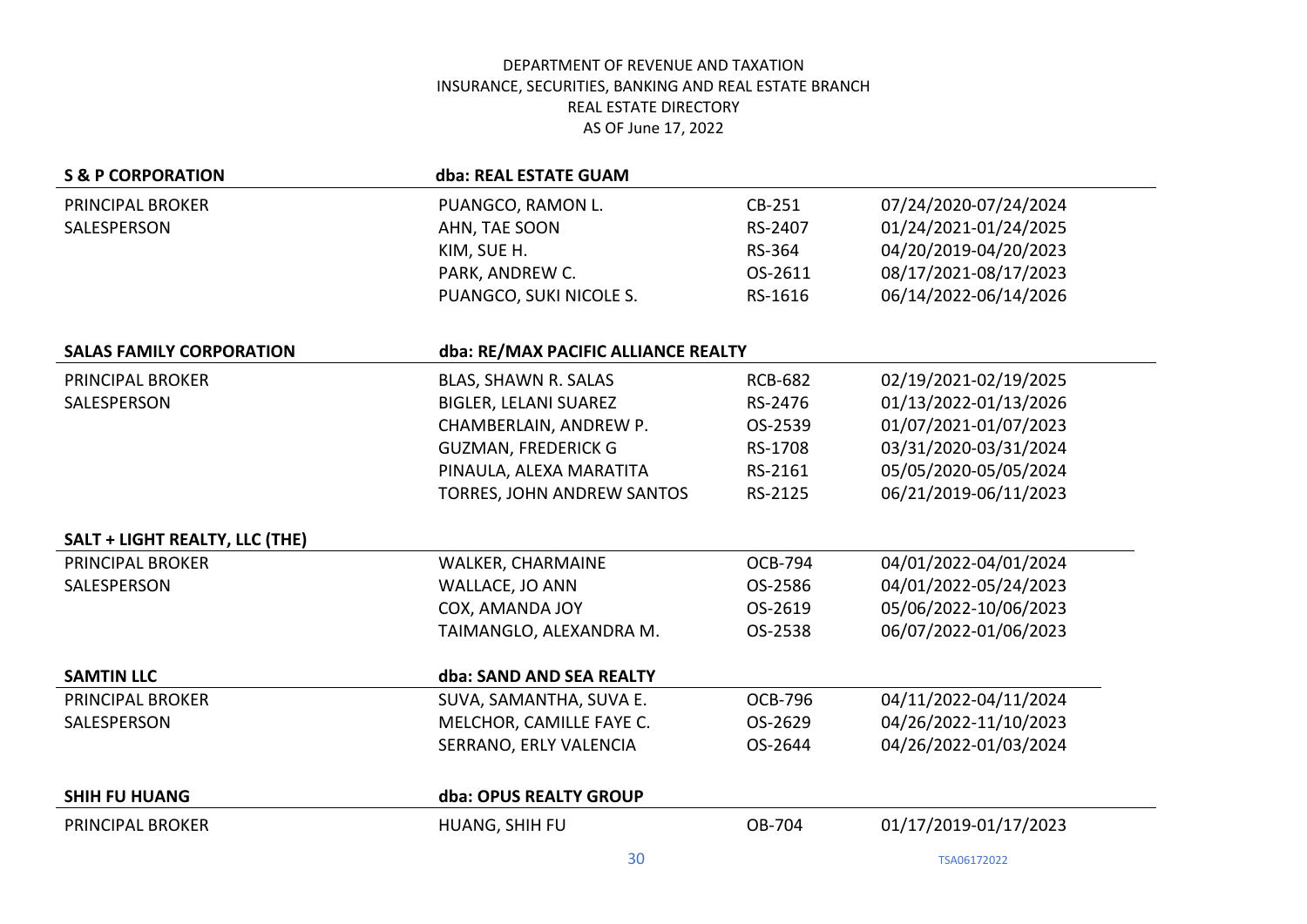DEPARTMENT OF REVENUE AND TAXATION
INSURANCE, SECURITIES, BANKING AND REAL ESTATE BRANCH
REAL ESTATE DIRECTORY
AS OF June 17, 2022

| **S & P CORPORATION** | **dba: REAL ESTATE GUAM** | | |
|---|---|---|---|
| PRINCIPAL BROKER | PUANGCO, RAMON L. | CB-251 | 07/24/2020-07/24/2024 |
| SALESPERSON | AHN, TAE SOON | RS-2407 | 01/24/2021-01/24/2025 |
| | KIM, SUE H. | RS-364 | 04/20/2019-04/20/2023 |
| | PARK, ANDREW C. | OS-2611 | 08/17/2021-08/17/2023 |
| | PUANGCO, SUKI NICOLE S. | RS-1616 | 06/14/2022-06/14/2026 |

| **SALAS FAMILY CORPORATION** | **dba: RE/MAX PACIFIC ALLIANCE REALTY** | | |
|---|---|---|---|
| PRINCIPAL BROKER | BLAS, SHAWN R. SALAS | RCB-682 | 02/19/2021-02/19/2025 |
| SALESPERSON | BIGLER, LELANI SUAREZ | RS-2476 | 01/13/2022-01/13/2026 |
| | CHAMBERLAIN, ANDREW P. | OS-2539 | 01/07/2021-01/07/2023 |
| | GUZMAN, FREDERICK G | RS-1708 | 03/31/2020-03/31/2024 |
| | PINAULA, ALEXA MARATITA | RS-2161 | 05/05/2020-05/05/2024 |
| | TORRES, JOHN ANDREW SANTOS | RS-2125 | 06/21/2019-06/11/2023 |

| **SALT + LIGHT REALTY, LLC (THE)** | | | |
|---|---|---|---|
| PRINCIPAL BROKER | WALKER, CHARMAINE | OCB-794 | 04/01/2022-04/01/2024 |
| SALESPERSON | WALLACE, JO ANN | OS-2586 | 04/01/2022-05/24/2023 |
| | COX, AMANDA JOY | OS-2619 | 05/06/2022-10/06/2023 |
| | TAIMANGLO, ALEXANDRA M. | OS-2538 | 06/07/2022-01/06/2023 |

| **SAMTIN LLC** | **dba: SAND AND SEA REALTY** | | |
|---|---|---|---|
| PRINCIPAL BROKER | SUVA, SAMANTHA, SUVA E. | OCB-796 | 04/11/2022-04/11/2024 |
| SALESPERSON | MELCHOR, CAMILLE FAYE C. | OS-2629 | 04/26/2022-11/10/2023 |
| | SERRANO, ERLY VALENCIA | OS-2644 | 04/26/2022-01/03/2024 |

| **SHIH FU HUANG** | **dba: OPUS REALTY GROUP** | | |
|---|---|---|---|
| PRINCIPAL BROKER | HUANG, SHIH FU | OB-704 | 01/17/2019-01/17/2023 |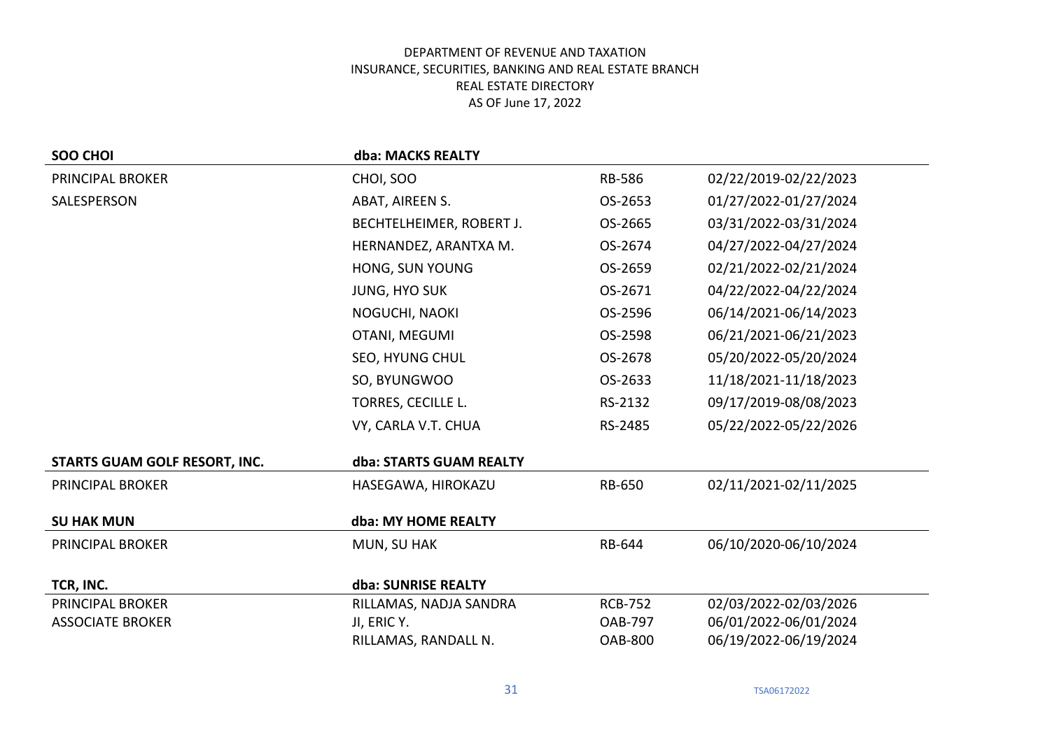DEPARTMENT OF REVENUE AND TAXATION
INSURANCE, SECURITIES, BANKING AND REAL ESTATE BRANCH
REAL ESTATE DIRECTORY
AS OF June 17, 2022

| **SOO CHOI** | **dba: MACKS REALTY** | | |
|---|---|---|---|
| PRINCIPAL BROKER | CHOI, SOO | RB-586 | 02/22/2019-02/22/2023 |
| SALESPERSON | ABAT, AIREEN S. | OS-2653 | 01/27/2022-01/27/2024 |
| | BECHTELHEIMER, ROBERT J. | OS-2665 | 03/31/2022-03/31/2024 |
| | HERNANDEZ, ARANTXA M. | OS-2674 | 04/27/2022-04/27/2024 |
| | HONG, SUN YOUNG | OS-2659 | 02/21/2022-02/21/2024 |
| | JUNG, HYO SUK | OS-2671 | 04/22/2022-04/22/2024 |
| | NOGUCHI, NAOKI | OS-2596 | 06/14/2021-06/14/2023 |
| | OTANI, MEGUMI | OS-2598 | 06/21/2021-06/21/2023 |
| | SEO, HYUNG CHUL | OS-2678 | 05/20/2022-05/20/2024 |
| | SO, BYUNGWOO | OS-2633 | 11/18/2021-11/18/2023 |
| | TORRES, CECILLE L. | RS-2132 | 09/17/2019-08/08/2023 |
| | VY, CARLA V.T. CHUA | RS-2485 | 05/22/2022-05/22/2026 |

| **STARTS GUAM GOLF RESORT, INC.** | **dba: STARTS GUAM REALTY** | | |
|---|---|---|---|
| PRINCIPAL BROKER | HASEGAWA, HIROKAZU | RB-650 | 02/11/2021-02/11/2025 |

| **SU HAK MUN** | **dba: MY HOME REALTY** | | |
|---|---|---|---|
| PRINCIPAL BROKER | MUN, SU HAK | RB-644 | 06/10/2020-06/10/2024 |

| **TCR, INC.** | **dba: SUNRISE REALTY** | | |
|---|---|---|---|
| PRINCIPAL BROKER | RILLAMAS, NADJA SANDRA | RCB-752 | 02/03/2022-02/03/2026 |
| ASSOCIATE BROKER | JI, ERIC Y. | OAB-797 | 06/01/2022-06/01/2024 |
| | RILLAMAS, RANDALL N. | OAB-800 | 06/19/2022-06/19/2024 |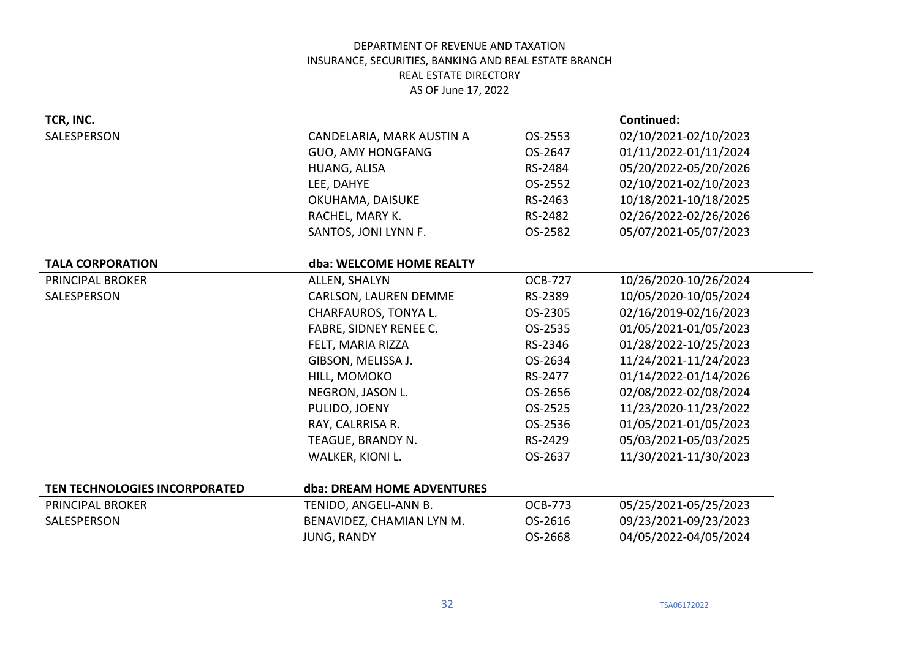DEPARTMENT OF REVENUE AND TAXATION
INSURANCE, SECURITIES, BANKING AND REAL ESTATE BRANCH
REAL ESTATE DIRECTORY
AS OF June 17, 2022

| **TCR, INC.** | | | **Continued:** |
|---|---|---|---|
| SALESPERSON | CANDELARIA, MARK AUSTIN A | OS-2553 | 02/10/2021-02/10/2023 |
| | GUO, AMY HONGFANG | OS-2647 | 01/11/2022-01/11/2024 |
| | HUANG, ALISA | RS-2484 | 05/20/2022-05/20/2026 |
| | LEE, DAHYE | OS-2552 | 02/10/2021-02/10/2023 |
| | OKUHAMA, DAISUKE | RS-2463 | 10/18/2021-10/18/2025 |
| | RACHEL, MARY K. | RS-2482 | 02/26/2022-02/26/2026 |
| | SANTOS, JONI LYNN F. | OS-2582 | 05/07/2021-05/07/2023 |

| **TALA CORPORATION** | **dba: WELCOME HOME REALTY** | | |
|---|---|---|---|
| PRINCIPAL BROKER | ALLEN, SHALYN | OCB-727 | 10/26/2020-10/26/2024 |
| SALESPERSON | CARLSON, LAUREN DEMME | RS-2389 | 10/05/2020-10/05/2024 |
| | CHARFAUROS, TONYA L. | OS-2305 | 02/16/2019-02/16/2023 |
| | FABRE, SIDNEY RENEE C. | OS-2535 | 01/05/2021-01/05/2023 |
| | FELT, MARIA RIZZA | RS-2346 | 01/28/2022-10/25/2023 |
| | GIBSON, MELISSA J. | OS-2634 | 11/24/2021-11/24/2023 |
| | HILL, MOMOKO | RS-2477 | 01/14/2022-01/14/2026 |
| | NEGRON, JASON L. | OS-2656 | 02/08/2022-02/08/2024 |
| | PULIDO, JOENY | OS-2525 | 11/23/2020-11/23/2022 |
| | RAY, CALRRISA R. | OS-2536 | 01/05/2021-01/05/2023 |
| | TEAGUE, BRANDY N. | RS-2429 | 05/03/2021-05/03/2025 |
| | WALKER, KIONI L. | OS-2637 | 11/30/2021-11/30/2023 |

| **TEN TECHNOLOGIES INCORPORATED** | **dba: DREAM HOME ADVENTURES** | | |
|---|---|---|---|
| PRINCIPAL BROKER | TENIDO, ANGELI-ANN B. | OCB-773 | 05/25/2021-05/25/2023 |
| SALESPERSON | BENAVIDEZ, CHAMIAN LYN M. | OS-2616 | 09/23/2021-09/23/2023 |
| | JUNG, RANDY | OS-2668 | 04/05/2022-04/05/2024 |

TSA06172022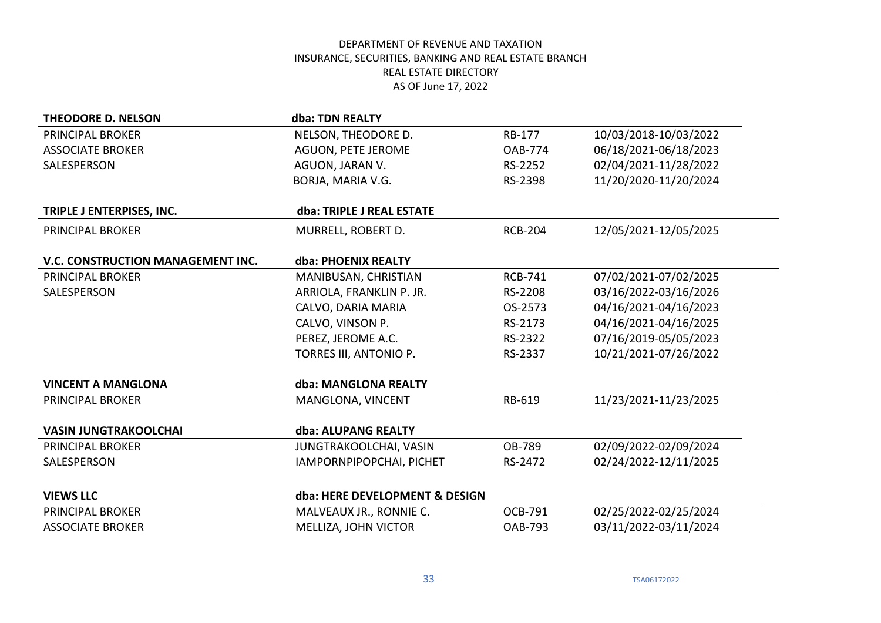DEPARTMENT OF REVENUE AND TAXATION
INSURANCE, SECURITIES, BANKING AND REAL ESTATE BRANCH
REAL ESTATE DIRECTORY
AS OF June 17, 2022

| **THEODORE D. NELSON** | **dba: TDN REALTY** | | |
|---|---|---|---|
| PRINCIPAL BROKER | NELSON, THEODORE D. | RB-177 | 10/03/2018-10/03/2022 |
| ASSOCIATE BROKER | AGUON, PETE JEROME | OAB-774 | 06/18/2021-06/18/2023 |
| SALESPERSON | AGUON, JARAN V. | RS-2252 | 02/04/2021-11/28/2022 |
| | BORJA, MARIA V.G. | RS-2398 | 11/20/2020-11/20/2024 |

| **TRIPLE J ENTERPISES, INC.** | **dba: TRIPLE J REAL ESTATE** | | |
|---|---|---|---|
| PRINCIPAL BROKER | MURRELL, ROBERT D. | RCB-204 | 12/05/2021-12/05/2025 |

| **V.C. CONSTRUCTION MANAGEMENT INC.** | **dba: PHOENIX REALTY** | | |
|---|---|---|---|
| PRINCIPAL BROKER | MANIBUSAN, CHRISTIAN | RCB-741 | 07/02/2021-07/02/2025 |
| SALESPERSON | ARRIOLA, FRANKLIN P. JR. | RS-2208 | 03/16/2022-03/16/2026 |
| | CALVO, DARIA MARIA | OS-2573 | 04/16/2021-04/16/2023 |
| | CALVO, VINSON P. | RS-2173 | 04/16/2021-04/16/2025 |
| | PEREZ, JEROME A.C. | RS-2322 | 07/16/2019-05/05/2023 |
| | TORRES III, ANTONIO P. | RS-2337 | 10/21/2021-07/26/2022 |

| **VINCENT A MANGLONA** | **dba: MANGLONA REALTY** | | |
|---|---|---|---|
| PRINCIPAL BROKER | MANGLONA, VINCENT | RB-619 | 11/23/2021-11/23/2025 |

| **VASIN JUNGTRAKOOLCHAI** | **dba: ALUPANG REALTY** | | |
|---|---|---|---|
| PRINCIPAL BROKER | JUNGTRAKOOLCHAI, VASIN | OB-789 | 02/09/2022-02/09/2024 |
| SALESPERSON | IAMPORNPIPOPCHAI, PICHET | RS-2472 | 02/24/2022-12/11/2025 |

| **VIEWS LLC** | **dba: HERE DEVELOPMENT & DESIGN** | | |
|---|---|---|---|
| PRINCIPAL BROKER | MALVEAUX JR., RONNIE C. | OCB-791 | 02/25/2022-02/25/2024 |
| ASSOCIATE BROKER | MELLIZA, JOHN VICTOR | OAB-793 | 03/11/2022-03/11/2024 |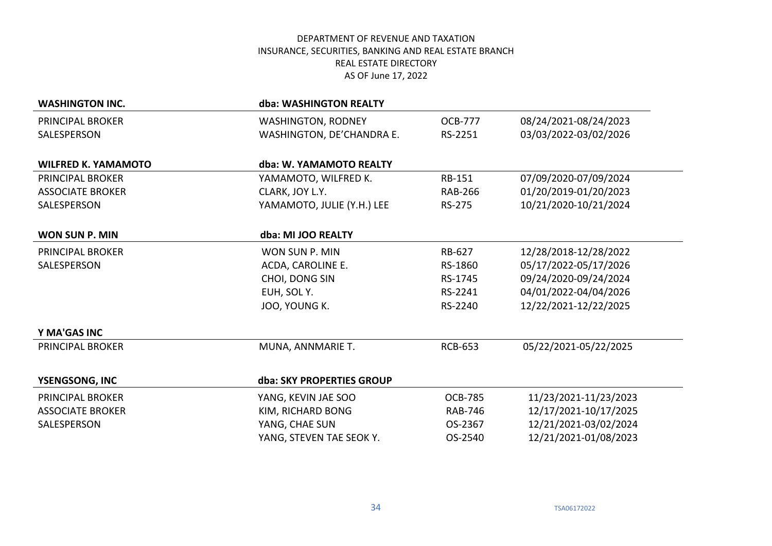DEPARTMENT OF REVENUE AND TAXATION
INSURANCE, SECURITIES, BANKING AND REAL ESTATE BRANCH
REAL ESTATE DIRECTORY
AS OF June 17, 2022

| **WASHINGTON INC.** | **dba: WASHINGTON REALTY** | | |
|---|---|---|---|
| PRINCIPAL BROKER | WASHINGTON, RODNEY | OCB-777 | 08/24/2021-08/24/2023 |
| SALESPERSON | WASHINGTON, DE'CHANDRA E. | RS-2251 | 03/03/2022-03/02/2026 |

| **WILFRED K. YAMAMOTO** | **dba: W. YAMAMOTO REALTY** | | |
|---|---|---|---|
| PRINCIPAL BROKER | YAMAMOTO, WILFRED K. | RB-151 | 07/09/2020-07/09/2024 |
| ASSOCIATE BROKER | CLARK, JOY L.Y. | RAB-266 | 01/20/2019-01/20/2023 |
| SALESPERSON | YAMAMOTO, JULIE (Y.H.) LEE | RS-275 | 10/21/2020-10/21/2024 |

| **WON SUN P. MIN** | **dba: MI JOO REALTY** | | |
|---|---|---|---|
| PRINCIPAL BROKER | WON SUN P. MIN | RB-627 | 12/28/2018-12/28/2022 |
| SALESPERSON | ACDA, CAROLINE E. | RS-1860 | 05/17/2022-05/17/2026 |
| | CHOI, DONG SIN | RS-1745 | 09/24/2020-09/24/2024 |
| | EUH, SOL Y. | RS-2241 | 04/01/2022-04/04/2026 |
| | JOO, YOUNG K. | RS-2240 | 12/22/2021-12/22/2025 |

| **Y MA'GAS INC** | | | |
|---|---|---|---|
| PRINCIPAL BROKER | MUNA, ANNMARIE T. | RCB-653 | 05/22/2021-05/22/2025 |

| **YSENGSONG, INC** | **dba: SKY PROPERTIES GROUP** | | |
|---|---|---|---|
| PRINCIPAL BROKER | YANG, KEVIN JAE SOO | OCB-785 | 11/23/2021-11/23/2023 |
| ASSOCIATE BROKER | KIM, RICHARD BONG | RAB-746 | 12/17/2021-10/17/2025 |
| SALESPERSON | YANG, CHAE SUN | OS-2367 | 12/21/2021-03/02/2024 |
| | YANG, STEVEN TAE SEOK Y. | OS-2540 | 12/21/2021-01/08/2023 |